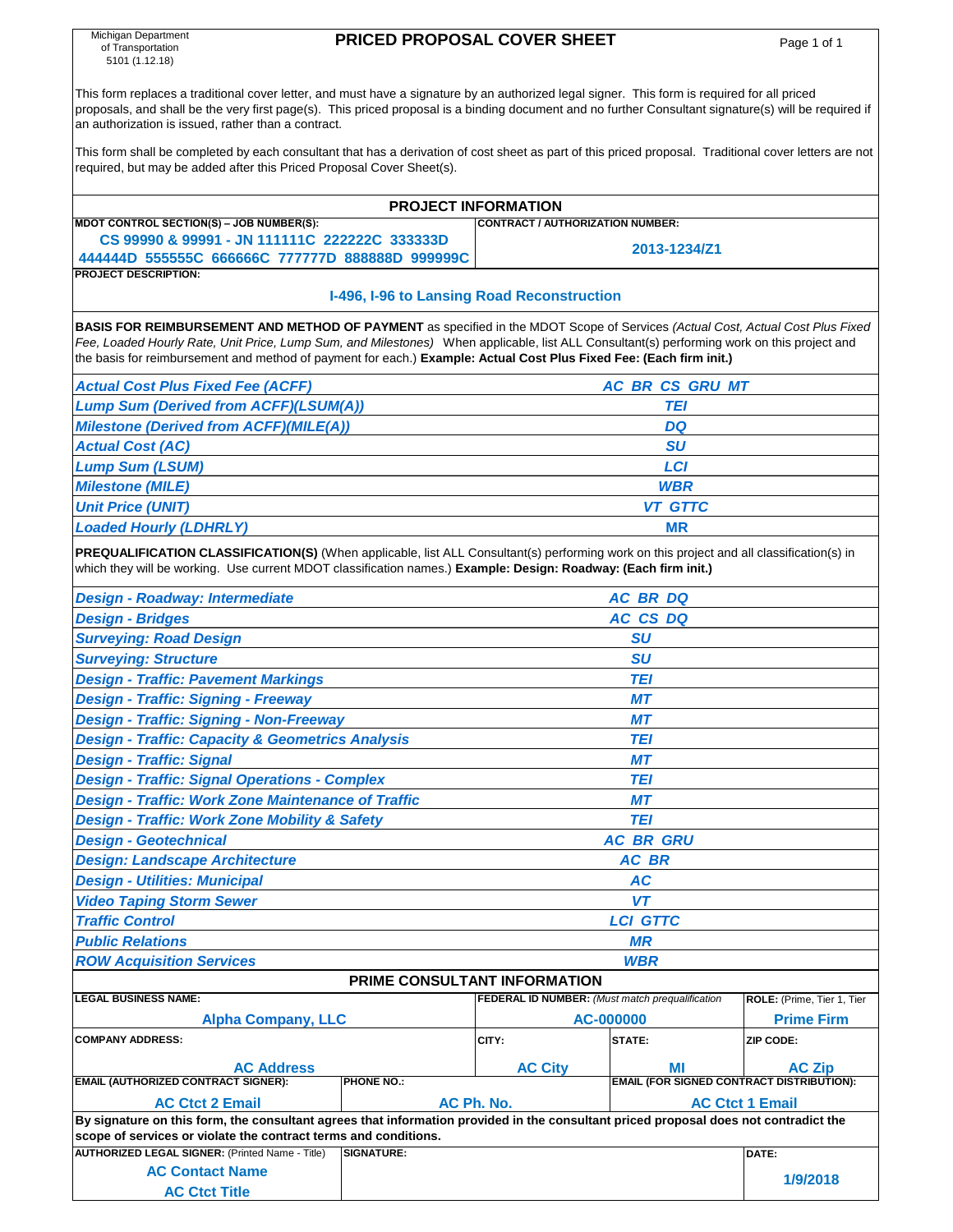Michigan Department of Transportation
5101 (1.12.18)

# PRICED PROPOSAL COVER SHEET

This form replaces a traditional cover letter, and must have a signature by an authorized legal signer. This form is required for all priced proposals, and shall be the very first page(s). This priced proposal is a binding document and no further Consultant signature(s) will be required if an authorization is issued, rather than a contract.

This form shall be completed by each consultant that has a derivation of cost sheet as part of this priced proposal. Traditional cover letters are not required, but may be added after this Priced Proposal Cover Sheet(s).

## PROJECT INFORMATION

| MDOT CONTROL SECTION(S) – JOB NUMBER(S): | CONTRACT / AUTHORIZATION NUMBER: |
|---|---|
| CS 99990 & 99991 - JN 111111C 222222C 333333D 444444D 555555C 666666C 777777D 888888D 999999C | 2013-1234/Z1 |

**PROJECT DESCRIPTION:**

I-496, I-96 to Lansing Road Reconstruction

**BASIS FOR REIMBURSEMENT AND METHOD OF PAYMENT** as specified in the MDOT Scope of Services *(Actual Cost, Actual Cost Plus Fixed Fee, Loaded Hourly Rate, Unit Price, Lump Sum, and Milestones)* When applicable, list ALL Consultant(s) performing work on this project and the basis for reimbursement and method of payment for each.) **Example: Actual Cost Plus Fixed Fee: (Each firm init.)**

| | |
|---|---|
| *Actual Cost Plus Fixed Fee (ACFF)* | *AC BR CS GRU MT* |
| *Lump Sum (Derived from ACFF)(LSUM(A))* | *TEI* |
| *Milestone (Derived from ACFF)(MILE(A))* | *DQ* |
| *Actual Cost (AC)* | *SU* |
| *Lump Sum (LSUM)* | *LCI* |
| *Milestone (MILE)* | *WBR* |
| *Unit Price (UNIT)* | *VT GTTC* |
| *Loaded Hourly (LDHRLY)* | MR |

**PREQUALIFICATION CLASSIFICATION(S)** (When applicable, list ALL Consultant(s) performing work on this project and all classification(s) in which they will be working. Use current MDOT classification names.) **Example: Design: Roadway: (Each firm init.)**

| | |
|---|---|
| *Design - Roadway: Intermediate* | *AC BR DQ* |
| *Design - Bridges* | *AC CS DQ* |
| *Surveying: Road Design* | *SU* |
| *Surveying: Structure* | *SU* |
| *Design - Traffic: Pavement Markings* | *TEI* |
| *Design - Traffic: Signing - Freeway* | *MT* |
| *Design - Traffic: Signing - Non-Freeway* | *MT* |
| *Design - Traffic: Capacity & Geometrics Analysis* | *TEI* |
| *Design - Traffic: Signal* | *MT* |
| *Design - Traffic: Signal Operations - Complex* | *TEI* |
| *Design - Traffic: Work Zone Maintenance of Traffic* | *MT* |
| *Design - Traffic: Work Zone Mobility & Safety* | *TEI* |
| *Design - Geotechnical* | *AC BR GRU* |
| *Design: Landscape Architecture* | *AC BR* |
| *Design - Utilities: Municipal* | *AC* |
| *Video Taping Storm Sewer* | *VT* |
| *Traffic Control* | *LCI GTTC* |
| *Public Relations* | *MR* |
| *ROW Acquisition Services* | *WBR* |

## PRIME CONSULTANT INFORMATION

| LEGAL BUSINESS NAME: | FEDERAL ID NUMBER: *(Must match prequalification* | ROLE: (Prime, Tier 1, Tier |
|---|---|---|
| Alpha Company, LLC | AC-000000 | Prime Firm |

| COMPANY ADDRESS: | CITY: | STATE: | ZIP CODE: |
|---|---|---|---|
| AC Address | AC City | MI | AC Zip |

| EMAIL (AUTHORIZED CONTRACT SIGNER): | PHONE NO.: | EMAIL (FOR SIGNED CONTRACT DISTRIBUTION): |
|---|---|---|
| AC Ctct 2 Email | AC Ph. No. | AC Ctct 1 Email |

**By signature on this form, the consultant agrees that information provided in the consultant priced proposal does not contradict the scope of services or violate the contract terms and conditions.**

| AUTHORIZED LEGAL SIGNER: (Printed Name - Title) | SIGNATURE: | DATE: |
|---|---|---|
| AC Contact Name<br>AC Ctct Title | | 1/9/2018 |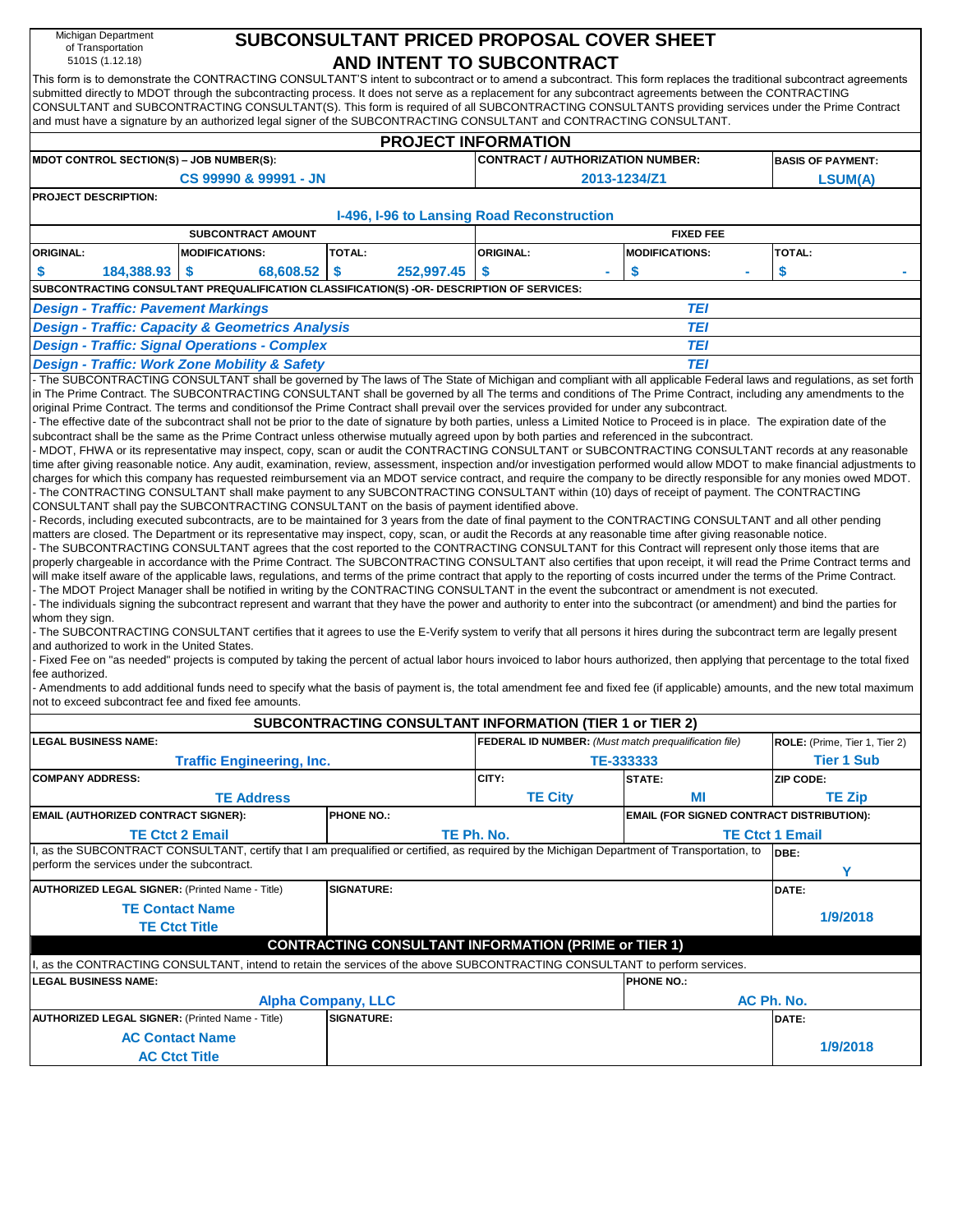Michigan Department of Transportation
5101S (1.12.18)

# SUBCONSULTANT PRICED PROPOSAL COVER SHEET AND INTENT TO SUBCONTRACT

This form is to demonstrate the CONTRACTING CONSULTANT'S intent to subcontract or to amend a subcontract. This form replaces the traditional subcontract agreements submitted directly to MDOT through the subcontracting process. It does not serve as a replacement for any subcontract agreements between the CONTRACTING CONSULTANT and SUBCONTRACTING CONSULTANT(S). This form is required of all SUBCONTRACTING CONSULTANTS providing services under the Prime Contract and must have a signature by an authorized legal signer of the SUBCONTRACTING CONSULTANT and CONTRACTING CONSULTANT.

## PROJECT INFORMATION

| MDOT CONTROL SECTION(S) – JOB NUMBER(S): | CONTRACT / AUTHORIZATION NUMBER: | BASIS OF PAYMENT: |
|---|---|---|
| CS 99990 & 99991 - JN | 2013-1234/Z1 | LSUM(A) |

**PROJECT DESCRIPTION:**

I-496, I-96 to Lansing Road Reconstruction

| SUBCONTRACT AMOUNT | | | FIXED FEE | | |
|---|---|---|---|---|---|
| ORIGINAL: | MODIFICATIONS: | TOTAL: | ORIGINAL: | MODIFICATIONS: | TOTAL: |
| $ 184,388.93 | $ 68,608.52 | $ 252,997.45 | $ - | $ - | $ - |

**SUBCONTRACTING CONSULTANT PREQUALIFICATION CLASSIFICATION(S) -OR- DESCRIPTION OF SERVICES:**

| | |
|---|---|
| *Design - Traffic: Pavement Markings* | *TEI* |
| *Design - Traffic: Capacity & Geometrics Analysis* | *TEI* |
| *Design - Traffic: Signal Operations - Complex* | *TEI* |
| *Design - Traffic: Work Zone Mobility & Safety* | *TEI* |

- The SUBCONTRACTING CONSULTANT shall be governed by The laws of The State of Michigan and compliant with all applicable Federal laws and regulations, as set forth in The Prime Contract. The SUBCONTRACTING CONSULTANT shall be governed by all The terms and conditions of The Prime Contract, including any amendments to the original Prime Contract. The terms and conditionsof the Prime Contract shall prevail over the services provided for under any subcontract.
- The effective date of the subcontract shall not be prior to the date of signature by both parties, unless a Limited Notice to Proceed is in place. The expiration date of the subcontract shall be the same as the Prime Contract unless otherwise mutually agreed upon by both parties and referenced in the subcontract.
- MDOT, FHWA or its representative may inspect, copy, scan or audit the CONTRACTING CONSULTANT or SUBCONTRACTING CONSULTANT records at any reasonable time after giving reasonable notice. Any audit, examination, review, assessment, inspection and/or investigation performed would allow MDOT to make financial adjustments to charges for which this company has requested reimbursement via an MDOT service contract, and require the company to be directly responsible for any monies owed MDOT.
- The CONTRACTING CONSULTANT shall make payment to any SUBCONTRACTING CONSULTANT within (10) days of receipt of payment. The CONTRACTING CONSULTANT shall pay the SUBCONTRACTING CONSULTANT on the basis of payment identified above.
- Records, including executed subcontracts, are to be maintained for 3 years from the date of final payment to the CONTRACTING CONSULTANT and all other pending matters are closed. The Department or its representative may inspect, copy, scan, or audit the Records at any reasonable time after giving reasonable notice.
- The SUBCONTRACTING CONSULTANT agrees that the cost reported to the CONTRACTING CONSULTANT for this Contract will represent only those items that are properly chargeable in accordance with the Prime Contract. The SUBCONTRACTING CONSULTANT also certifies that upon receipt, it will read the Prime Contract terms and will make itself aware of the applicable laws, regulations, and terms of the prime contract that apply to the reporting of costs incurred under the terms of the Prime Contract.
- The MDOT Project Manager shall be notified in writing by the CONTRACTING CONSULTANT in the event the subcontract or amendment is not executed.
- The individuals signing the subcontract represent and warrant that they have the power and authority to enter into the subcontract (or amendment) and bind the parties for whom they sign.
- The SUBCONTRACTING CONSULTANT certifies that it agrees to use the E-Verify system to verify that all persons it hires during the subcontract term are legally present and authorized to work in the United States.
- Fixed Fee on "as needed" projects is computed by taking the percent of actual labor hours invoiced to labor hours authorized, then applying that percentage to the total fixed fee authorized.
- Amendments to add additional funds need to specify what the basis of payment is, the total amendment fee and fixed fee (if applicable) amounts, and the new total maximum not to exceed subcontract fee and fixed fee amounts.

## SUBCONTRACTING CONSULTANT INFORMATION (TIER 1 or TIER 2)

| LEGAL BUSINESS NAME: | FEDERAL ID NUMBER: *(Must match prequalification file)* | | ROLE: (Prime, Tier 1, Tier 2) |
|---|---|---|---|
| Traffic Engineering, Inc. | TE-333333 | | Tier 1 Sub |
| COMPANY ADDRESS: | CITY: | STATE: | ZIP CODE: |
| TE Address | TE City | MI | TE Zip |

| EMAIL (AUTHORIZED CONTRACT SIGNER): | PHONE NO.: | EMAIL (FOR SIGNED CONTRACT DISTRIBUTION): |
|---|---|---|
| TE Ctct 2 Email | TE Ph. No. | TE Ctct 1 Email |

I, as the SUBCONTRACT CONSULTANT, certify that I am prequalified or certified, as required by the Michigan Department of Transportation, to perform the services under the subcontract.

DBE: Y

| AUTHORIZED LEGAL SIGNER: (Printed Name - Title) | SIGNATURE: | DATE: |
|---|---|---|
| TE Contact Name<br>TE Ctct Title | | 1/9/2018 |

## CONTRACTING CONSULTANT INFORMATION (PRIME or TIER 1)

I, as the CONTRACTING CONSULTANT, intend to retain the services of the above SUBCONTRACTING CONSULTANT to perform services.

| LEGAL BUSINESS NAME: | PHONE NO.: |
|---|---|
| Alpha Company, LLC | AC Ph. No. |

| AUTHORIZED LEGAL SIGNER: (Printed Name - Title) | SIGNATURE: | DATE: |
|---|---|---|
| AC Contact Name<br>AC Ctct Title | | 1/9/2018 |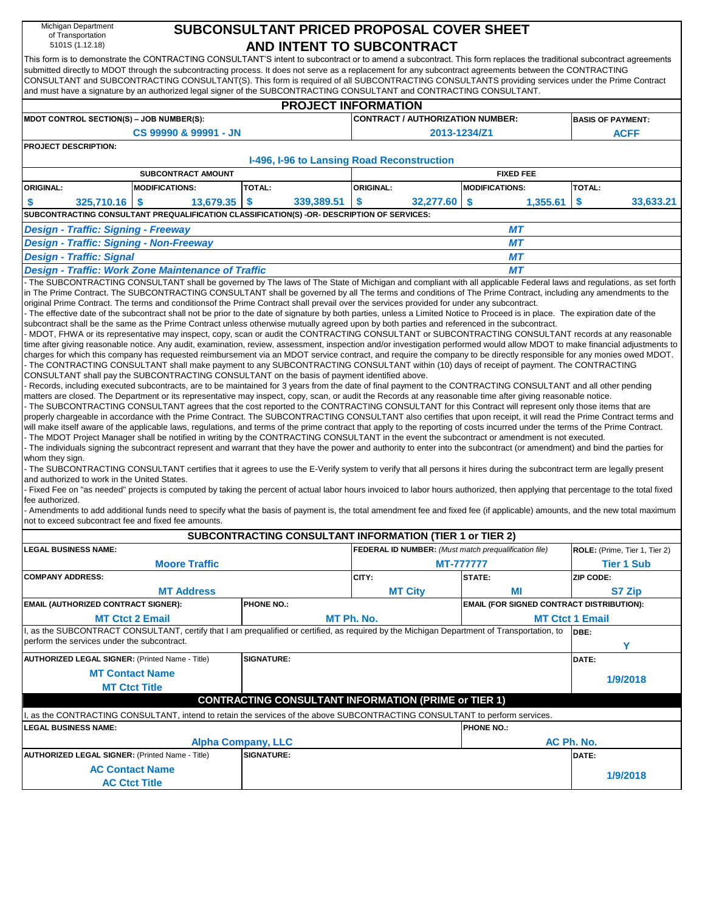Michigan Department of Transportation
5101S (1.12.18)

# SUBCONSULTANT PRICED PROPOSAL COVER SHEET AND INTENT TO SUBCONTRACT

This form is to demonstrate the CONTRACTING CONSULTANT'S intent to subcontract or to amend a subcontract. This form replaces the traditional subcontract agreements submitted directly to MDOT through the subcontracting process. It does not serve as a replacement for any subcontract agreements between the CONTRACTING CONSULTANT and SUBCONTRACTING CONSULTANT(S). This form is required of all SUBCONTRACTING CONSULTANTS providing services under the Prime Contract and must have a signature by an authorized legal signer of the SUBCONTRACTING CONSULTANT and CONTRACTING CONSULTANT.

## PROJECT INFORMATION

| MDOT CONTROL SECTION(S) – JOB NUMBER(S): | CONTRACT / AUTHORIZATION NUMBER: | BASIS OF PAYMENT: |
|---|---|---|
| CS 99990 & 99991 - JN | 2013-1234/Z1 | ACFF |

**PROJECT DESCRIPTION:**
I-496, I-96 to Lansing Road Reconstruction

| SUBCONTRACT AMOUNT | | | FIXED FEE | | |
|---|---|---|---|---|---|
| ORIGINAL: | MODIFICATIONS: | TOTAL: | ORIGINAL: | MODIFICATIONS: | TOTAL: |
| $ 325,710.16 | $ 13,679.35 | $ 339,389.51 | $ 32,277.60 | $ 1,355.61 | $ 33,633.21 |

**SUBCONTRACTING CONSULTANT PREQUALIFICATION CLASSIFICATION(S) -OR- DESCRIPTION OF SERVICES:**

| Classification | |
|---|---|
| *Design - Traffic: Signing - Freeway* | *MT* |
| *Design - Traffic: Signing - Non-Freeway* | *MT* |
| *Design - Traffic: Signal* | *MT* |
| *Design - Traffic: Work Zone Maintenance of Traffic* | *MT* |

- The SUBCONTRACTING CONSULTANT shall be governed by The laws of The State of Michigan and compliant with all applicable Federal laws and regulations, as set forth in The Prime Contract. The SUBCONTRACTING CONSULTANT shall be governed by All The terms and conditions of The Prime Contract, including any amendments to the original Prime Contract. The terms and conditionsof the Prime Contract shall prevail over the services provided for under any subcontract.
- The effective date of the subcontract shall not be prior to the date of signature by both parties, unless a Limited Notice to Proceed is in place. The expiration date of the subcontract shall be the same as the Prime Contract unless otherwise mutually agreed upon by both parties and referenced in the subcontract.
- MDOT, FHWA or its representative may inspect, copy, scan or audit the CONTRACTING CONSULTANT or SUBCONTRACTING CONSULTANT records at any reasonable time after giving reasonable notice. Any audit, examination, review, assessment, inspection and/or investigation performed would allow MDOT to make financial adjustments to charges for which this company has requested reimbursement via an MDOT service contract, and require the company to be directly responsible for any monies owed MDOT.
- The CONTRACTING CONSULTANT shall make payment to any SUBCONTRACTING CONSULTANT within (10) days of receipt of payment. The CONTRACTING CONSULTANT shall pay the SUBCONTRACTING CONSULTANT on the basis of payment identified above.
- Records, including executed subcontracts, are to be maintained for 3 years from the date of final payment to the CONTRACTING CONSULTANT and all other pending matters are closed. The Department or its representative may inspect, copy, scan, or audit the Records at any reasonable time after giving reasonable notice.
- The SUBCONTRACTING CONSULTANT agrees that the cost reported to the CONTRACTING CONSULTANT for this Contract will represent only those items that are properly chargeable in accordance with the Prime Contract. The SUBCONTRACTING CONSULTANT also certifies that upon receipt, it will read the Prime Contract terms and will make itself aware of the applicable laws, regulations, and terms of the prime contract that apply to the reporting of costs incurred under the terms of the Prime Contract.
- The MDOT Project Manager shall be notified in writing by the CONTRACTING CONSULTANT in the event the subcontract or amendment is not executed.
- The individuals signing the subcontract represent and warrant that they have the power and authority to enter into the subcontract (or amendment) and bind the parties for whom they sign.
- The SUBCONTRACTING CONSULTANT certifies that it agrees to use the E-Verify system to verify that all persons it hires during the subcontract term are legally present and authorized to work in the United States.
- Fixed Fee on "as needed" projects is computed by taking the percent of actual labor hours invoiced to labor hours authorized, then applying that percentage to the total fixed fee authorized.
- Amendments to add additional funds need to specify what the basis of payment is, the total amendment fee and fixed fee (if applicable) amounts, and the new total maximum not to exceed subcontract fee and fixed fee amounts.

## SUBCONTRACTING CONSULTANT INFORMATION (TIER 1 or TIER 2)

| LEGAL BUSINESS NAME: | FEDERAL ID NUMBER: *(Must match prequalification file)* | | ROLE: (Prime, Tier 1, Tier 2) |
|---|---|---|---|
| Moore Traffic | MT-777777 | | Tier 1 Sub |
| **COMPANY ADDRESS:** | **CITY:** | **STATE:** | **ZIP CODE:** |
| MT Address | MT City | MI | S7 Zip |
| **EMAIL (AUTHORIZED CONTRACT SIGNER):** | **PHONE NO.:** | **EMAIL (FOR SIGNED CONTRACT DISTRIBUTION):** | |
| MT Ctct 2 Email | MT Ph. No. | MT Ctct 1 Email | |

I, as the SUBCONTRACT CONSULTANT, certify that I am prequalified or certified, as required by the Michigan Department of Transportation, to perform the services under the subcontract. **DBE:** Y

| AUTHORIZED LEGAL SIGNER: (Printed Name - Title) | SIGNATURE: | DATE: |
|---|---|---|
| MT Contact Name<br>MT Ctct Title | | 1/9/2018 |

## CONTRACTING CONSULTANT INFORMATION (PRIME or TIER 1)

I, as the CONTRACTING CONSULTANT, intend to retain the services of the above SUBCONTRACTING CONSULTANT to perform services.

| LEGAL BUSINESS NAME: | PHONE NO.: |
|---|---|
| Alpha Company, LLC | AC Ph. No. |

| AUTHORIZED LEGAL SIGNER: (Printed Name - Title) | SIGNATURE: | DATE: |
|---|---|---|
| AC Contact Name<br>AC Ctct Title | | 1/9/2018 |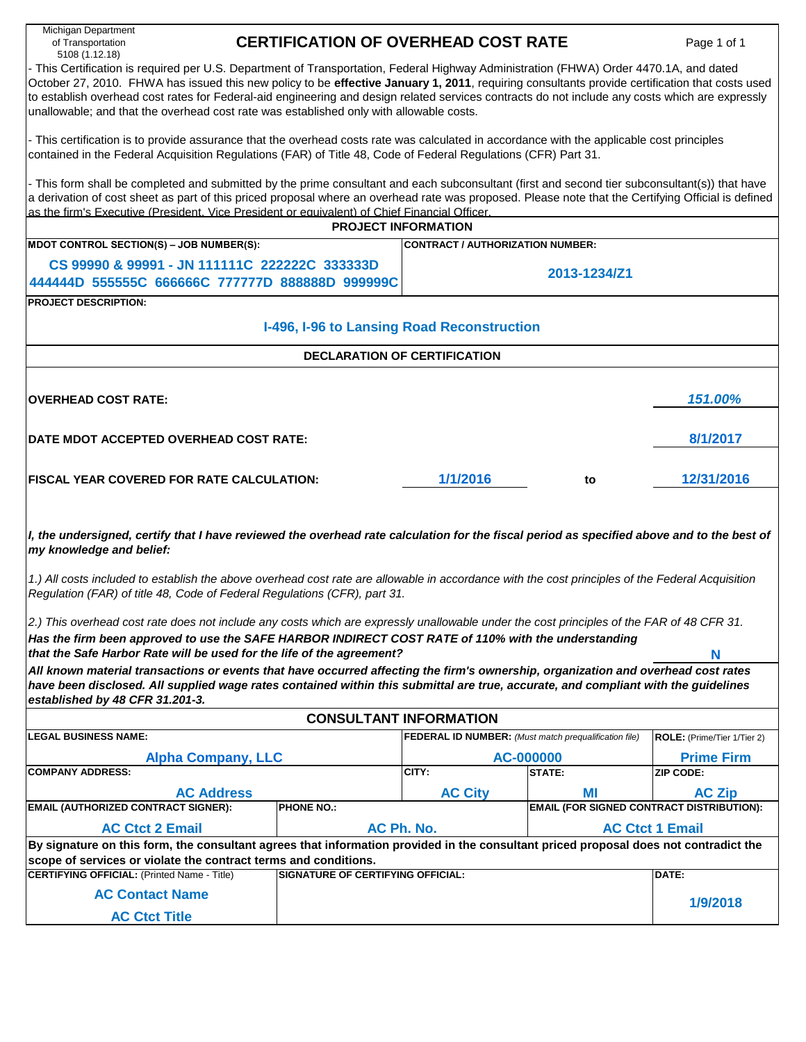Michigan Department of Transportation 5108 (1.12.18)

# CERTIFICATION OF OVERHEAD COST RATE

- This Certification is required per U.S. Department of Transportation, Federal Highway Administration (FHWA) Order 4470.1A, and dated October 27, 2010. FHWA has issued this new policy to be **effective January 1, 2011**, requiring consultants provide certification that costs used to establish overhead cost rates for Federal-aid engineering and design related services contracts do not include any costs which are expressly unallowable; and that the overhead cost rate was established only with allowable costs.

- This certification is to provide assurance that the overhead costs rate was calculated in accordance with the applicable cost principles contained in the Federal Acquisition Regulations (FAR) of Title 48, Code of Federal Regulations (CFR) Part 31.

- This form shall be completed and submitted by the prime consultant and each subconsultant (first and second tier subconsultant(s)) that have a derivation of cost sheet as part of this priced proposal where an overhead rate was proposed. Please note that the Certifying Official is defined as the firm's Executive (President, Vice President or equivalent) of Chief Financial Officer.

## PROJECT INFORMATION

| MDOT CONTROL SECTION(S) – JOB NUMBER(S): | CONTRACT / AUTHORIZATION NUMBER: |
|---|---|
| CS 99990 & 99991 - JN 111111C 222222C 333333D 444444D 555555C 666666C 777777D 888888D 999999C | 2013-1234/Z1 |

**PROJECT DESCRIPTION:**

I-496, I-96 to Lansing Road Reconstruction

## DECLARATION OF CERTIFICATION

**OVERHEAD COST RATE:** *151.00%*

**DATE MDOT ACCEPTED OVERHEAD COST RATE:** 8/1/2017

**FISCAL YEAR COVERED FOR RATE CALCULATION:** 1/1/2016 to 12/31/2016

***I, the undersigned, certify that I have reviewed the overhead rate calculation for the fiscal period as specified above and to the best of my knowledge and belief:***

*1.) All costs included to establish the above overhead cost rate are allowable in accordance with the cost principles of the Federal Acquisition Regulation (FAR) of title 48, Code of Federal Regulations (CFR), part 31.*

*2.) This overhead cost rate does not include any costs which are expressly unallowable under the cost principles of the FAR of 48 CFR 31.*

***Has the firm been approved to use the SAFE HARBOR INDIRECT COST RATE of 110% with the understanding that the Safe Harbor Rate will be used for the life of the agreement?*** N

***All known material transactions or events that have occurred affecting the firm's ownership, organization and overhead cost rates have been disclosed. All supplied wage rates contained within this submittal are true, accurate, and compliant with the guidelines established by 48 CFR 31.201-3.***

## CONSULTANT INFORMATION

| LEGAL BUSINESS NAME: | FEDERAL ID NUMBER: *(Must match prequalification file)* | ROLE: (Prime/Tier 1/Tier 2) |
|---|---|---|
| Alpha Company, LLC | AC-000000 | Prime Firm |

| COMPANY ADDRESS: | CITY: | STATE: | ZIP CODE: |
|---|---|---|---|
| AC Address | AC City | MI | AC Zip |

| EMAIL (AUTHORIZED CONTRACT SIGNER): | PHONE NO.: | EMAIL (FOR SIGNED CONTRACT DISTRIBUTION): |
|---|---|---|
| AC Ctct 2 Email | AC Ph. No. | AC Ctct 1 Email |

**By signature on this form, the consultant agrees that information provided in the consultant priced proposal does not contradict the scope of services or violate the contract terms and conditions.**

| CERTIFYING OFFICIAL: (Printed Name - Title) | SIGNATURE OF CERTIFYING OFFICIAL: | DATE: |
|---|---|---|
| AC Contact Name<br>AC Ctct Title | | 1/9/2018 |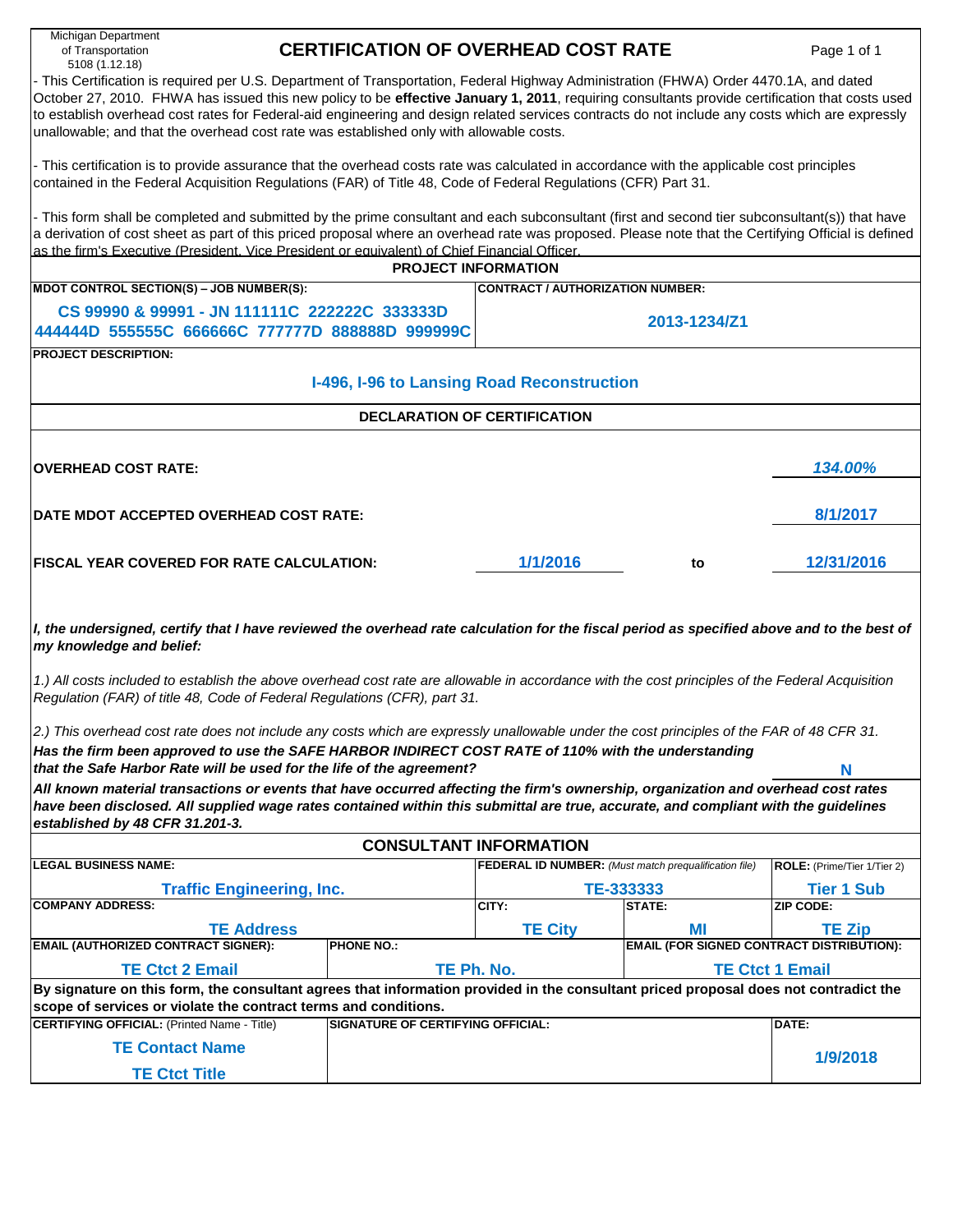Michigan Department of Transportation
5108 (1.12.18)

# CERTIFICATION OF OVERHEAD COST RATE

- This Certification is required per U.S. Department of Transportation, Federal Highway Administration (FHWA) Order 4470.1A, and dated October 27, 2010. FHWA has issued this new policy to be **effective January 1, 2011**, requiring consultants provide certification that costs used to establish overhead cost rates for Federal-aid engineering and design related services contracts do not include any costs which are expressly unallowable; and that the overhead cost rate was established only with allowable costs.

- This certification is to provide assurance that the overhead costs rate was calculated in accordance with the applicable cost principles contained in the Federal Acquisition Regulations (FAR) of Title 48, Code of Federal Regulations (CFR) Part 31.

- This form shall be completed and submitted by the prime consultant and each subconsultant (first and second tier subconsultant(s)) that have a derivation of cost sheet as part of this priced proposal where an overhead rate was proposed. Please note that the Certifying Official is defined as the firm's Executive (President, Vice President or equivalent) of Chief Financial Officer.

## PROJECT INFORMATION

| MDOT CONTROL SECTION(S) – JOB NUMBER(S): | CONTRACT / AUTHORIZATION NUMBER: |
|---|---|
| CS 99990 & 99991 - JN 111111C 222222C 333333D 444444D 555555C 666666C 777777D 888888D 999999C | 2013-1234/Z1 |

**PROJECT DESCRIPTION:**

I-496, I-96 to Lansing Road Reconstruction

## DECLARATION OF CERTIFICATION

**OVERHEAD COST RATE:** *134.00%*

**DATE MDOT ACCEPTED OVERHEAD COST RATE:** 8/1/2017

**FISCAL YEAR COVERED FOR RATE CALCULATION:** 1/1/2016 to 12/31/2016

***I, the undersigned, certify that I have reviewed the overhead rate calculation for the fiscal period as specified above and to the best of my knowledge and belief:***

*1.) All costs included to establish the above overhead cost rate are allowable in accordance with the cost principles of the Federal Acquisition Regulation (FAR) of title 48, Code of Federal Regulations (CFR), part 31.*

*2.) This overhead cost rate does not include any costs which are expressly unallowable under the cost principles of the FAR of 48 CFR 31.*

***Has the firm been approved to use the SAFE HARBOR INDIRECT COST RATE of 110% with the understanding that the Safe Harbor Rate will be used for the life of the agreement?*** N

***All known material transactions or events that have occurred affecting the firm's ownership, organization and overhead cost rates have been disclosed. All supplied wage rates contained within this submittal are true, accurate, and compliant with the guidelines established by 48 CFR 31.201-3.***

## CONSULTANT INFORMATION

| LEGAL BUSINESS NAME: | | FEDERAL ID NUMBER: *(Must match prequalification file)* | | ROLE: (Prime/Tier 1/Tier 2) |
|---|---|---|---|---|
| Traffic Engineering, Inc. | | TE-333333 | | Tier 1 Sub |
| **COMPANY ADDRESS:** | | **CITY:** | **STATE:** | **ZIP CODE:** |
| TE Address | | TE City | MI | TE Zip |
| **EMAIL (AUTHORIZED CONTRACT SIGNER):** | **PHONE NO.:** | | **EMAIL (FOR SIGNED CONTRACT DISTRIBUTION):** | |
| TE Ctct 2 Email | TE Ph. No. | | TE Ctct 1 Email | |

**By signature on this form, the consultant agrees that information provided in the consultant priced proposal does not contradict the scope of services or violate the contract terms and conditions.**

| CERTIFYING OFFICIAL: (Printed Name - Title) | SIGNATURE OF CERTIFYING OFFICIAL: | DATE: |
|---|---|---|
| TE Contact Name<br>TE Ctct Title | | 1/9/2018 |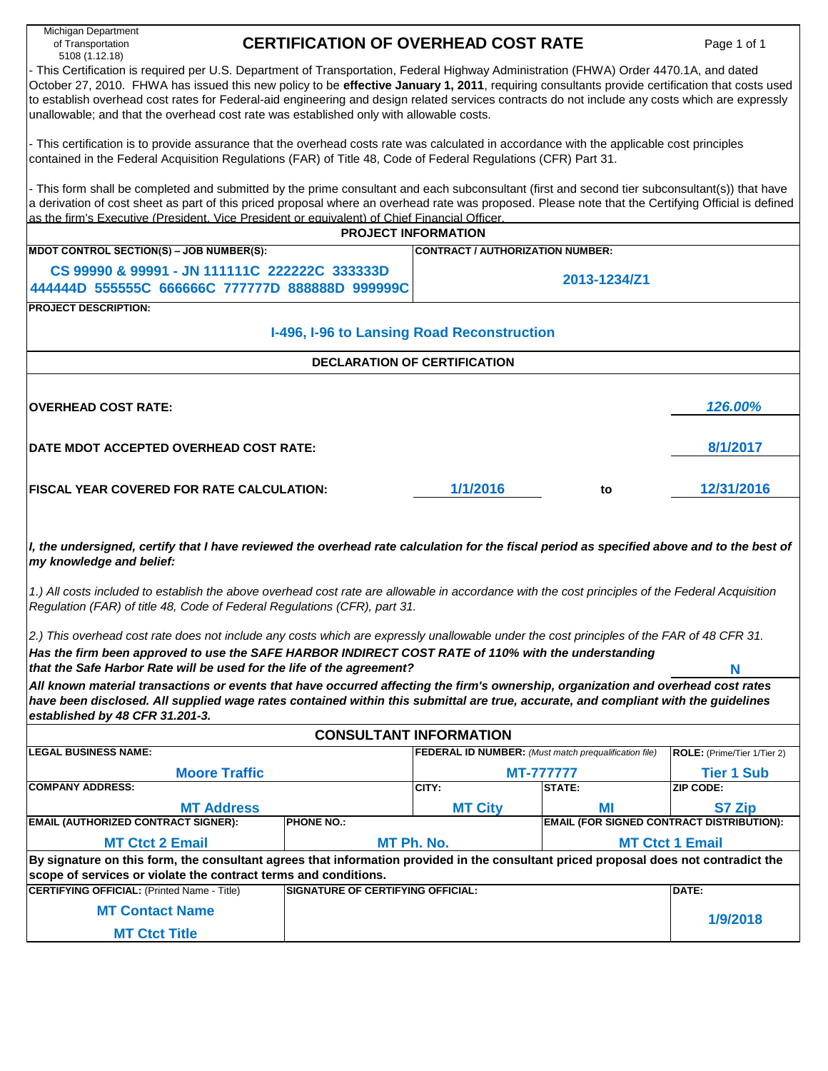Michigan Department of Transportation
5108 (1.12.18)

# CERTIFICATION OF OVERHEAD COST RATE

- This Certification is required per U.S. Department of Transportation, Federal Highway Administration (FHWA) Order 4470.1A, and dated October 27, 2010. FHWA has issued this new policy to be **effective January 1, 2011**, requiring consultants provide certification that costs used to establish overhead cost rates for Federal-aid engineering and design related services contracts do not include any costs which are expressly unallowable; and that the overhead cost rate was established only with allowable costs.

- This certification is to provide assurance that the overhead costs rate was calculated in accordance with the applicable cost principles contained in the Federal Acquisition Regulations (FAR) of Title 48, Code of Federal Regulations (CFR) Part 31.

- This form shall be completed and submitted by the prime consultant and each subconsultant (first and second tier subconsultant(s)) that have a derivation of cost sheet as part of this priced proposal where an overhead rate was proposed. Please note that the Certifying Official is defined as the firm's Executive (President, Vice President or equivalent) of Chief Financial Officer.

## PROJECT INFORMATION

| MDOT CONTROL SECTION(S) – JOB NUMBER(S): | CONTRACT / AUTHORIZATION NUMBER: |
|---|---|
| CS 99990 & 99991 - JN 111111C 222222C 333333D 444444D 555555C 666666C 777777D 888888D 999999C | 2013-1234/Z1 |

**PROJECT DESCRIPTION:**

I-496, I-96 to Lansing Road Reconstruction

## DECLARATION OF CERTIFICATION

**OVERHEAD COST RATE:** *126.00%*

**DATE MDOT ACCEPTED OVERHEAD COST RATE:** 8/1/2017

**FISCAL YEAR COVERED FOR RATE CALCULATION:** 1/1/2016 to 12/31/2016

***I, the undersigned, certify that I have reviewed the overhead rate calculation for the fiscal period as specified above and to the best of my knowledge and belief:***

*1.) All costs included to establish the above overhead cost rate are allowable in accordance with the cost principles of the Federal Acquisition Regulation (FAR) of title 48, Code of Federal Regulations (CFR), part 31.*

*2.) This overhead cost rate does not include any costs which are expressly unallowable under the cost principles of the FAR of 48 CFR 31.*

***Has the firm been approved to use the SAFE HARBOR INDIRECT COST RATE of 110% with the understanding that the Safe Harbor Rate will be used for the life of the agreement?*** N

***All known material transactions or events that have occurred affecting the firm's ownership, organization and overhead cost rates have been disclosed. All supplied wage rates contained within this submittal are true, accurate, and compliant with the guidelines established by 48 CFR 31.201-3.***

## CONSULTANT INFORMATION

| LEGAL BUSINESS NAME: | | FEDERAL ID NUMBER: *(Must match prequalification file)* | | ROLE: (Prime/Tier 1/Tier 2) |
|---|---|---|---|---|
| Moore Traffic | | MT-777777 | | Tier 1 Sub |
| **COMPANY ADDRESS:** | | **CITY:** | **STATE:** | **ZIP CODE:** |
| MT Address | | MT City | MI | S7 Zip |
| **EMAIL (AUTHORIZED CONTRACT SIGNER):** | **PHONE NO.:** | | **EMAIL (FOR SIGNED CONTRACT DISTRIBUTION):** | |
| MT Ctct 2 Email | MT Ph. No. | | MT Ctct 1 Email | |

**By signature on this form, the consultant agrees that information provided in the consultant priced proposal does not contradict the scope of services or violate the contract terms and conditions.**

| CERTIFYING OFFICIAL: (Printed Name - Title) | SIGNATURE OF CERTIFYING OFFICIAL: | DATE: |
|---|---|---|
| MT Contact Name<br>MT Ctct Title | | 1/9/2018 |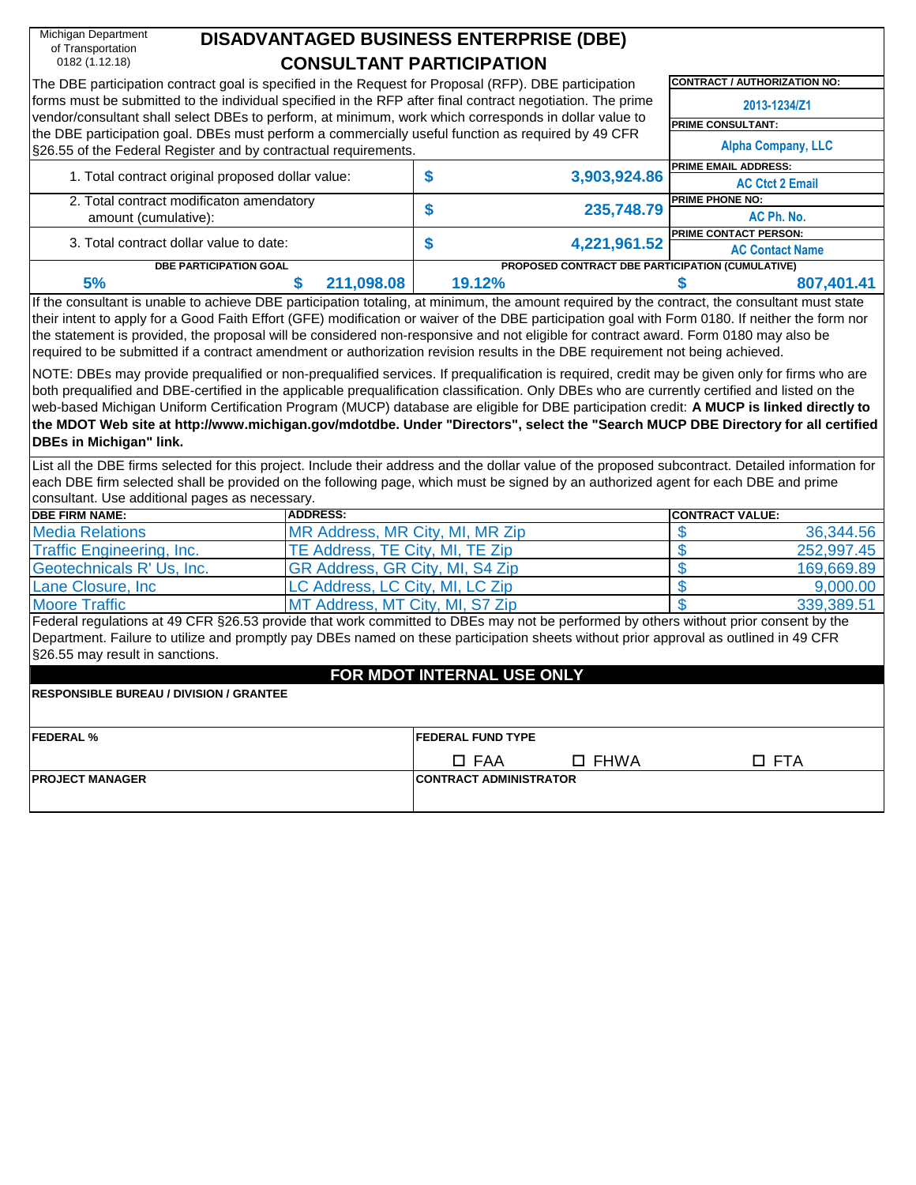Michigan Department of Transportation
0182 (1.12.18)

# DISADVANTAGED BUSINESS ENTERPRISE (DBE) CONSULTANT PARTICIPATION

The DBE participation contract goal is specified in the Request for Proposal (RFP). DBE participation forms must be submitted to the individual specified in the RFP after final contract negotiation. The prime vendor/consultant shall select DBEs to perform, at minimum, work which corresponds in dollar value to the DBE participation goal. DBEs must perform a commercially useful function as required by 49 CFR §26.55 of the Federal Register and by contractual requirements.

| | |
|---|---|
| **CONTRACT / AUTHORIZATION NO:** | 2013-1234/Z1 |
| **PRIME CONSULTANT:** | Alpha Company, LLC |
| **PRIME EMAIL ADDRESS:** | AC Ctct 2 Email |
| **PRIME PHONE NO:** | AC Ph. No. |
| **PRIME CONTACT PERSON:** | AC Contact Name |

| | | |
|---|---|---|
| 1. Total contract original proposed dollar value: | $ | 3,903,924.86 |
| 2. Total contract modificaton amendatory amount (cumulative): | $ | 235,748.79 |
| 3. Total contract dollar value to date: | $ | 4,221,961.52 |

| DBE PARTICIPATION GOAL | | PROPOSED CONTRACT DBE PARTICIPATION (CUMULATIVE) | |
|---|---|---|---|
| 5% | $ 211,098.08 | 19.12% | $ 807,401.41 |

If the consultant is unable to achieve DBE participation totaling, at minimum, the amount required by the contract, the consultant must state their intent to apply for a Good Faith Effort (GFE) modification or waiver of the DBE participation goal with Form 0180. If neither the form nor the statement is provided, the proposal will be considered non-responsive and not eligible for contract award. Form 0180 may also be required to be submitted if a contract amendment or authorization revision results in the DBE requirement not being achieved.

NOTE: DBEs may provide prequalified or non-prequalified services. If prequalification is required, credit may be given only for firms who are both prequalified and DBE-certified in the applicable prequalification classification. Only DBEs who are currently certified and listed on the web-based Michigan Uniform Certification Program (MUCP) database are eligible for DBE participation credit: **A MUCP is linked directly to the MDOT Web site at http://www.michigan.gov/mdotdbe. Under "Directors", select the "Search MUCP DBE Directory for all certified DBEs in Michigan" link.**

List all the DBE firms selected for this project. Include their address and the dollar value of the proposed subcontract. Detailed information for each DBE firm selected shall be provided on the following page, which must be signed by an authorized agent for each DBE and prime consultant. Use additional pages as necessary.

| DBE FIRM NAME: | ADDRESS: | CONTRACT VALUE: |
|---|---|---|
| Media Relations | MR Address, MR City, MI, MR Zip | $ 36,344.56 |
| Traffic Engineering, Inc. | TE Address, TE City, MI, TE Zip | $ 252,997.45 |
| Geotechnicals R' Us, Inc. | GR Address, GR City, MI, S4 Zip | $ 169,669.89 |
| Lane Closure, Inc | LC Address, LC City, MI, LC Zip | $ 9,000.00 |
| Moore Traffic | MT Address, MT City, MI, S7 Zip | $ 339,389.51 |

Federal regulations at 49 CFR §26.53 provide that work committed to DBEs may not be performed by others without prior consent by the Department. Failure to utilize and promptly pay DBEs named on these participation sheets without prior approval as outlined in 49 CFR §26.55 may result in sanctions.

## FOR MDOT INTERNAL USE ONLY

| | |
|---|---|
| **RESPONSIBLE BUREAU / DIVISION / GRANTEE** | |
| **FEDERAL %** | **FEDERAL FUND TYPE** ☐ FAA ☐ FHWA ☐ FTA |
| **PROJECT MANAGER** | **CONTRACT ADMINISTRATOR** |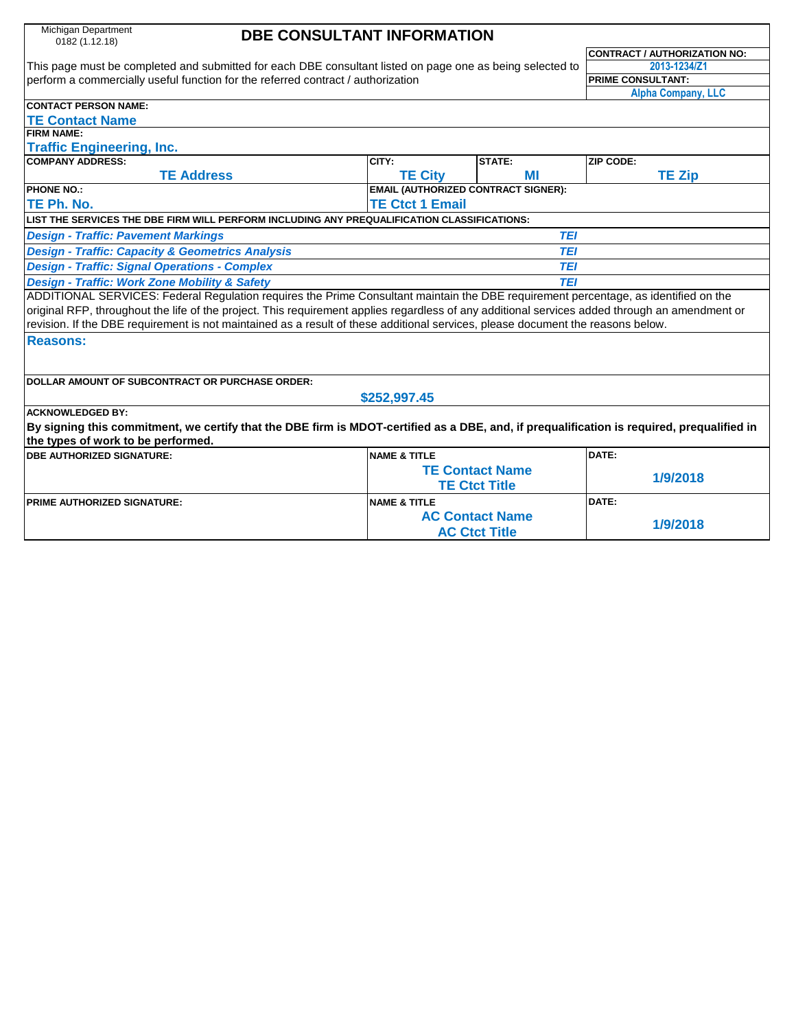Michigan Department
0182 (1.12.18)

# DBE CONSULTANT INFORMATION

This page must be completed and submitted for each DBE consultant listed on page one as being selected to perform a commercially useful function for the referred contract / authorization

**CONTRACT / AUTHORIZATION NO:** 2013-1234/Z1

**PRIME CONSULTANT:** Alpha Company, LLC

**CONTACT PERSON NAME:**
TE Contact Name

**FIRM NAME:**
Traffic Engineering, Inc.

| COMPANY ADDRESS: | CITY: | STATE: | ZIP CODE: |
|---|---|---|---|
| TE Address | TE City | MI | TE Zip |

| PHONE NO.: | EMAIL (AUTHORIZED CONTRACT SIGNER): |
|---|---|
| TE Ph. No. | TE Ctct 1 Email |

**LIST THE SERVICES THE DBE FIRM WILL PERFORM INCLUDING ANY PREQUALIFICATION CLASSIFICATIONS:**

| Service | Firm |
|---|---|
| *Design - Traffic: Pavement Markings* | *TEI* |
| *Design - Traffic: Capacity & Geometrics Analysis* | *TEI* |
| *Design - Traffic: Signal Operations - Complex* | *TEI* |
| *Design - Traffic: Work Zone Mobility & Safety* | *TEI* |

ADDITIONAL SERVICES: Federal Regulation requires the Prime Consultant maintain the DBE requirement percentage, as identified on the original RFP, throughout the life of the project. This requirement applies regardless of any additional services added through an amendment or revision. If the DBE requirement is not maintained as a result of these additional services, please document the reasons below.

**Reasons:**

**DOLLAR AMOUNT OF SUBCONTRACT OR PURCHASE ORDER:**
$252,997.45

**ACKNOWLEDGED BY:**

**By signing this commitment, we certify that the DBE firm is MDOT-certified as a DBE, and, if prequalification is required, prequalified in the types of work to be performed.**

| DBE AUTHORIZED SIGNATURE: | NAME & TITLE | DATE: |
|---|---|---|
| | TE Contact Name<br>TE Ctct Title | 1/9/2018 |
| **PRIME AUTHORIZED SIGNATURE:** | **NAME & TITLE** | **DATE:** |
| | AC Contact Name<br>AC Ctct Title | 1/9/2018 |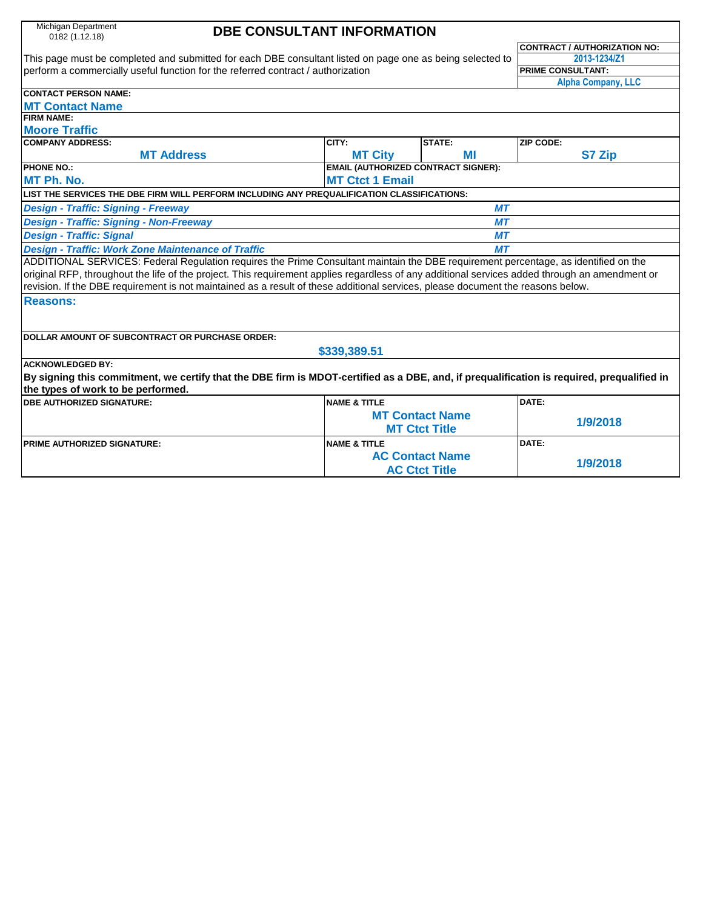Michigan Department
0182 (1.12.18)

# DBE CONSULTANT INFORMATION

This page must be completed and submitted for each DBE consultant listed on page one as being selected to perform a commercially useful function for the referred contract / authorization

| CONTRACT / AUTHORIZATION NO: |
| --- |
| 2013-1234/Z1 |
| PRIME CONSULTANT: |
| Alpha Company, LLC |

**CONTACT PERSON NAME:**
MT Contact Name

**FIRM NAME:**
Moore Traffic

| COMPANY ADDRESS: | CITY: | STATE: | ZIP CODE: |
| --- | --- | --- | --- |
| MT Address | MT City | MI | S7 Zip |

| PHONE NO.: | EMAIL (AUTHORIZED CONTRACT SIGNER): |
| --- | --- |
| MT Ph. No. | MT Ctct 1 Email |

**LIST THE SERVICES THE DBE FIRM WILL PERFORM INCLUDING ANY PREQUALIFICATION CLASSIFICATIONS:**

| Service | |
| --- | --- |
| *Design - Traffic: Signing - Freeway* | *MT* |
| *Design - Traffic: Signing - Non-Freeway* | *MT* |
| *Design - Traffic: Signal* | *MT* |
| *Design - Traffic: Work Zone Maintenance of Traffic* | *MT* |

ADDITIONAL SERVICES: Federal Regulation requires the Prime Consultant maintain the DBE requirement percentage, as identified on the original RFP, throughout the life of the project. This requirement applies regardless of any additional services added through an amendment or revision. If the DBE requirement is not maintained as a result of these additional services, please document the reasons below.

**Reasons:**

**DOLLAR AMOUNT OF SUBCONTRACT OR PURCHASE ORDER:**
$339,389.51

**ACKNOWLEDGED BY:**

**By signing this commitment, we certify that the DBE firm is MDOT-certified as a DBE, and, if prequalification is required, prequalified in the types of work to be performed.**

| DBE AUTHORIZED SIGNATURE: | NAME & TITLE | DATE: |
| --- | --- | --- |
| | MT Contact Name<br>MT Ctct Title | 1/9/2018 |
| **PRIME AUTHORIZED SIGNATURE:** | **NAME & TITLE** | **DATE:** |
| | AC Contact Name<br>AC Ctct Title | 1/9/2018 |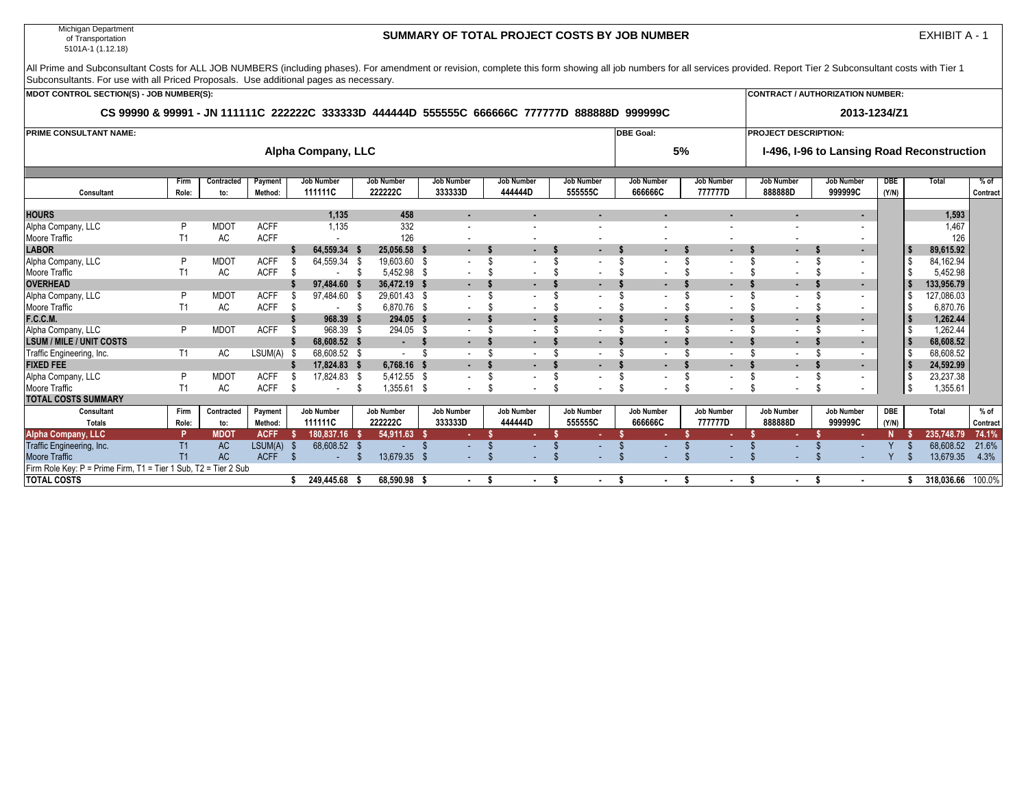Michigan Department of Transportation
5101A-1 (1.12.18)

## SUMMARY OF TOTAL PROJECT COSTS BY JOB NUMBER

EXHIBIT A - 1

All Prime and Subconsultant Costs for ALL JOB NUMBERS (including phases). For amendment or revision, complete this form showing all job numbers for all services provided. Report Tier 2 Subconsultant costs with Tier 1 Subconsultants. For use with all Priced Proposals. Use additional pages as necessary.

**MDOT CONTROL SECTION(S) - JOB NUMBER(S):** CS 99990 & 99991 - JN 111111C 222222C 333333D 444444D 555555C 666666C 777777D 888888D 999999C

**CONTRACT / AUTHORIZATION NUMBER:** 2013-1234/Z1

**PRIME CONSULTANT NAME:** Alpha Company, LLC

**DBE Goal:** 5%

**PROJECT DESCRIPTION:** I-496, I-96 to Lansing Road Reconstruction

| Consultant | Firm Role: | Contracted to: | Payment Method: | Job Number 111111C | Job Number 222222C | Job Number 333333D | Job Number 444444D | Job Number 555555C | Job Number 666666C | Job Number 777777D | Job Number 888888D | Job Number 999999C | DBE (Y/N) | Total | % of Contract |
|---|---|---|---|---|---|---|---|---|---|---|---|---|---|---|---|
| **HOURS** | | | | **1,135** | **458** | **-** | **-** | **-** | **-** | **-** | **-** | **-** | | **1,593** | |
| Alpha Company, LLC | P | MDOT | ACFF | 1,135 | 332 | - | - | - | - | - | - | - | | 1,467 | |
| Moore Traffic | T1 | AC | ACFF | - | 126 | - | - | - | - | - | - | - | | 126 | |
| **LABOR** | | | | **$ 64,559.34** | **$ 25,056.58** | **$ -** | **$ -** | **$ -** | **$ -** | **$ -** | **$ -** | **$ -** | | **$ 89,615.92** | |
| Alpha Company, LLC | P | MDOT | ACFF | $ 64,559.34 | $ 19,603.60 | $ - | $ - | $ - | $ - | $ - | $ - | $ - | | $ 84,162.94 | |
| Moore Traffic | T1 | AC | ACFF | $ - | $ 5,452.98 | $ - | $ - | $ - | $ - | $ - | $ - | $ - | | $ 5,452.98 | |
| **OVERHEAD** | | | | **$ 97,484.60** | **$ 36,472.19** | **$ -** | **$ -** | **$ -** | **$ -** | **$ -** | **$ -** | **$ -** | | **$ 133,956.79** | |
| Alpha Company, LLC | P | MDOT | ACFF | $ 97,484.60 | $ 29,601.43 | $ - | $ - | $ - | $ - | $ - | $ - | $ - | | $ 127,086.03 | |
| Moore Traffic | T1 | AC | ACFF | $ - | $ 6,870.76 | $ - | $ - | $ - | $ - | $ - | $ - | $ - | | $ 6,870.76 | |
| **F.C.C.M.** | | | | **$ 968.39** | **$ 294.05** | **$ -** | **$ -** | **$ -** | **$ -** | **$ -** | **$ -** | **$ -** | | **$ 1,262.44** | |
| Alpha Company, LLC | P | MDOT | ACFF | $ 968.39 | $ 294.05 | $ - | $ - | $ - | $ - | $ - | $ - | $ - | | $ 1,262.44 | |
| **LSUM / MILE / UNIT COSTS** | | | | **$ 68,608.52** | **$ -** | **$ -** | **$ -** | **$ -** | **$ -** | **$ -** | **$ -** | **$ -** | | **$ 68,608.52** | |
| Traffic Engineering, Inc. | T1 | AC | LSUM(A) | $ 68,608.52 | $ - | $ - | $ - | $ - | $ - | $ - | $ - | $ - | | $ 68,608.52 | |
| **FIXED FEE** | | | | **$ 17,824.83** | **$ 6,768.16** | **$ -** | **$ -** | **$ -** | **$ -** | **$ -** | **$ -** | **$ -** | | **$ 24,592.99** | |
| Alpha Company, LLC | P | MDOT | ACFF | $ 17,824.83 | $ 5,412.55 | $ - | $ - | $ - | $ - | $ - | $ - | $ - | | $ 23,237.38 | |
| Moore Traffic | T1 | AC | ACFF | $ - | $ 1,355.61 | $ - | $ - | $ - | $ - | $ - | $ - | $ - | | $ 1,355.61 | |
| **TOTAL COSTS SUMMARY** | | | | | | | | | | | | | | | |
| **Consultant Totals** | **Firm Role:** | **Contracted to:** | **Payment Method:** | **Job Number 111111C** | **Job Number 222222C** | **Job Number 333333D** | **Job Number 444444D** | **Job Number 555555C** | **Job Number 666666C** | **Job Number 777777D** | **Job Number 888888D** | **Job Number 999999C** | **DBE (Y/N)** | **Total** | **% of Contract** |
| **Alpha Company, LLC** | **P** | **MDOT** | **ACFF** | **$ 180,837.16** | **$ 54,911.63** | **$ -** | **$ -** | **$ -** | **$ -** | **$ -** | **$ -** | **$ -** | **N** | **$ 235,748.79** | **74.1%** |
| Traffic Engineering, Inc. | T1 | AC | LSUM(A) | $ 68,608.52 | $ - | $ - | $ - | $ - | $ - | $ - | $ - | $ - | Y | $ 68,608.52 | 21.6% |
| Moore Traffic | T1 | AC | ACFF | $ - | $ 13,679.35 | $ - | $ - | $ - | $ - | $ - | $ - | $ - | Y | $ 13,679.35 | 4.3% |
| Firm Role Key: P = Prime Firm, T1 = Tier 1 Sub, T2 = Tier 2 Sub | | | | | | | | | | | | | | | |
| **TOTAL COSTS** | | | | **$ 249,445.68** | **$ 68,590.98** | **$ -** | **$ -** | **$ -** | **$ -** | **$ -** | **$ -** | **$ -** | | **$ 318,036.66** | **100.0%** |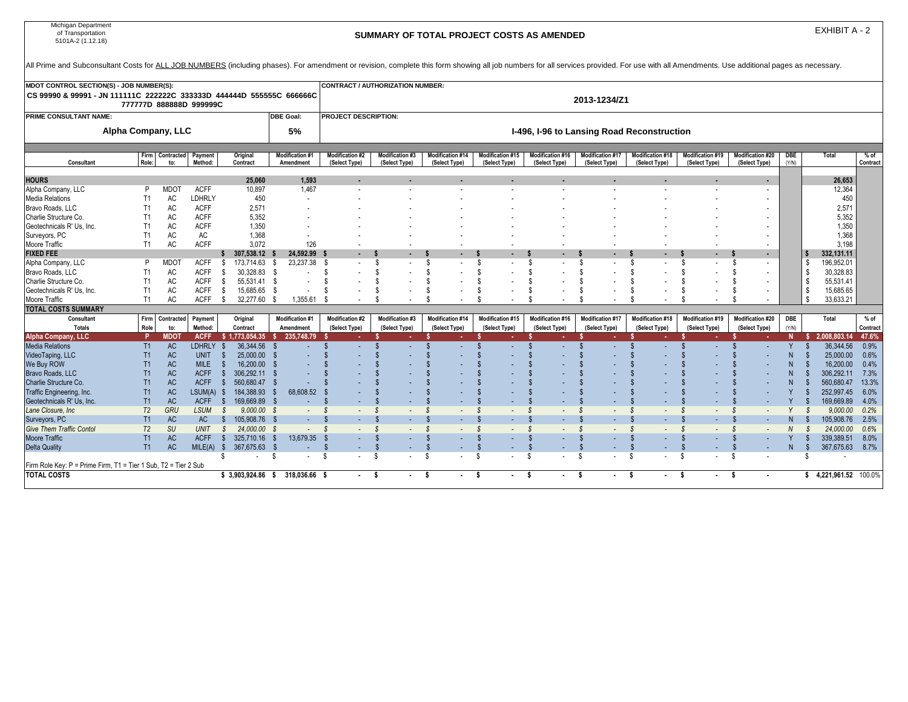Michigan Department of Transportation
5101A-2 (1.12.18)

# SUMMARY OF TOTAL PROJECT COSTS AS AMENDED

EXHIBIT A - 2

All Prime and Subconsultant Costs for ALL JOB NUMBERS (including phases). For amendment or revision, complete this form showing all job numbers for all services provided. For use with all Amendments. Use additional pages as necessary.

| | |
|---|---|
| **MDOT CONTROL SECTION(S) - JOB NUMBER(S):** CS 99990 & 99991 - JN 111111C 222222C 333333D 444444D 555555C 666666C 777777D 888888D 999999C | **CONTRACT / AUTHORIZATION NUMBER:** 2013-1234/Z1 |
| **PRIME CONSULTANT NAME:** Alpha Company, LLC — **DBE Goal:** 5% | **PROJECT DESCRIPTION:** I-496, I-96 to Lansing Road Reconstruction |

| Consultant | Firm Role: | Contracted to: | Payment Method: | Original Contract | Modification #1 Amendment | Modification #2 (Select Type) | Modification #3 (Select Type) | Modification #14 (Select Type) | Modification #15 (Select Type) | Modification #16 (Select Type) | Modification #17 (Select Type) | Modification #18 (Select Type) | Modification #19 (Select Type) | Modification #20 (Select Type) | DBE (Y/N) | Total | % of Contract |
|---|---|---|---|---|---|---|---|---|---|---|---|---|---|---|---|---|---|
| **HOURS** | | | | **25,060** | **1,593** | - | - | - | - | - | - | - | - | - | | **26,653** | |
| Alpha Company, LLC | P | MDOT | ACFF | 10,897 | 1,467 | - | - | - | - | - | - | - | - | - | | 12,364 | |
| Media Relations | T1 | AC | LDHRLY | 450 | - | - | - | - | - | - | - | - | - | - | | 450 | |
| Bravo Roads, LLC | T1 | AC | ACFF | 2,571 | | - | - | - | - | - | - | - | - | - | | 2,571 | |
| Charlie Structure Co. | T1 | AC | ACFF | 5,352 | | - | - | - | - | - | - | - | - | - | | 5,352 | |
| Geotechnicals R' Us, Inc. | T1 | AC | ACFF | 1,350 | | - | - | - | - | - | - | - | - | - | | 1,350 | |
| Surveyors, PC | T1 | AC | AC | 1,368 | - | - | - | - | - | - | - | - | - | - | | 1,368 | |
| Moore Traffic | T1 | AC | ACFF | 3,072 | 126 | - | - | - | - | - | - | - | - | - | | 3,198 | |
| **FIXED FEE** | | | | **$ 307,538.12** | **$ 24,592.99** | **$ -** | **$ -** | **$ -** | **$ -** | **$ -** | **$ -** | **$ -** | **$ -** | **$ -** | | **$ 332,131.11** | |
| Alpha Company, LLC | P | MDOT | ACFF | $ 173,714.63 | $ 23,237.38 | $ - | $ - | $ - | $ - | $ - | $ - | $ - | $ - | $ - | | $ 196,952.01 | |
| Bravo Roads, LLC | T1 | AC | ACFF | $ 30,328.83 | $ - | $ - | $ - | $ - | $ - | $ - | $ - | $ - | $ - | $ - | | $ 30,328.83 | |
| Charlie Structure Co. | T1 | AC | ACFF | $ 55,531.41 | $ - | $ - | $ - | $ - | $ - | $ - | $ - | $ - | $ - | $ - | | $ 55,531.41 | |
| Geotechnicals R' Us, Inc. | T1 | AC | ACFF | $ 15,685.65 | $ - | $ - | $ - | $ - | $ - | $ - | $ - | $ - | $ - | $ - | | $ 15,685.65 | |
| Moore Traffic | T1 | AC | ACFF | $ 32,277.60 | $ 1,355.61 | $ - | $ - | $ - | $ - | $ - | $ - | $ - | $ - | $ - | | $ 33,633.21 | |

**TOTAL COSTS SUMMARY**

| Consultant Totals | Firm Role | Contracted to: | Payment Method: | Original Contract | Modification #1 Amendment | Modification #2 (Select Type) | Modification #3 (Select Type) | Modification #14 (Select Type) | Modification #15 (Select Type) | Modification #16 (Select Type) | Modification #17 (Select Type) | Modification #18 (Select Type) | Modification #19 (Select Type) | Modification #20 (Select Type) | DBE (Y/N) | Total | % of Contract |
|---|---|---|---|---|---|---|---|---|---|---|---|---|---|---|---|---|---|
| **Alpha Company, LLC** | **P** | **MDOT** | **ACFF** | **$ 1,773,054.35** | **$ 235,748.79** | **$ -** | **$ -** | **$ -** | **$ -** | **$ -** | **$ -** | **$ -** | **$ -** | **$ -** | **N** | **$ 2,008,803.14** | **47.6%** |
| Media Relations | T1 | AC | LDHRLY | $ 36,344.56 | $ - | $ - | $ - | $ - | $ - | $ - | $ - | $ - | $ - | $ - | Y | $ 36,344.56 | 0.9% |
| VideoTaping, LLC | T1 | AC | UNIT | $ 25,000.00 | $ - | $ - | $ - | $ - | $ - | $ - | $ - | $ - | $ - | $ - | N | $ 25,000.00 | 0.6% |
| We Buy ROW | T1 | AC | MILE | $ 16,200.00 | $ - | $ - | $ - | $ - | $ - | $ - | $ - | $ - | $ - | $ - | N | $ 16,200.00 | 0.4% |
| Bravo Roads, LLC | T1 | AC | ACFF | $ 306,292.11 | $ - | $ - | $ - | $ - | $ - | $ - | $ - | $ - | $ - | $ - | N | $ 306,292.11 | 7.3% |
| Charlie Structure Co. | T1 | AC | ACFF | $ 560,680.47 | $ - | $ - | $ - | $ - | $ - | $ - | $ - | $ - | $ - | $ - | N | $ 560,680.47 | 13.3% |
| Traffic Engineering, Inc. | T1 | AC | LSUM(A) | $ 184,388.93 | $ 68,608.52 | $ - | $ - | $ - | $ - | $ - | $ - | $ - | $ - | $ - | Y | $ 252,997.45 | 6.0% |
| Geotechnicals R' Us, Inc. | T1 | AC | ACFF | $ 169,669.89 | $ - | $ - | $ - | $ - | $ - | $ - | $ - | $ - | $ - | $ - | Y | $ 169,669.89 | 4.0% |
| *Lane Closure, Inc* | *T2* | *GRU* | *LSUM* | *$ 9,000.00* | *$ -* | *$ -* | *$ -* | *$ -* | *$ -* | *$ -* | *$ -* | *$ -* | *$ -* | *$ -* | *Y* | *$ 9,000.00* | *0.2%* |
| Surveyors, PC | T1 | AC | AC | $ 105,908.76 | $ - | $ - | $ - | $ - | $ - | $ - | $ - | $ - | $ - | $ - | N | $ 105,908.76 | 2.5% |
| *Give Them Traffic Contol* | *T2* | *SU* | *UNIT* | *$ 24,000.00* | *$ -* | *$ -* | *$ -* | *$ -* | *$ -* | *$ -* | *$ -* | *$ -* | *$ -* | *$ -* | *N* | *$ 24,000.00* | *0.6%* |
| Moore Traffic | T1 | AC | ACFF | $ 325,710.16 | $ 13,679.35 | $ - | $ - | $ - | $ - | $ - | $ - | $ - | $ - | $ - | Y | $ 339,389.51 | 8.0% |
| Delta Quality | T1 | AC | MILE(A) | $ 367,675.63 | $ - | $ - | $ - | $ - | $ - | $ - | $ - | $ - | $ - | $ - | N | $ 367,675.63 | 8.7% |
| | | | | $ - | $ - | $ - | $ - | $ - | $ - | $ - | $ - | $ - | $ - | $ - | | $ - | |
| **TOTAL COSTS** | | | | **$ 3,903,924.86** | **$ 318,036.66** | **$ -** | **$ -** | **$ -** | **$ -** | **$ -** | **$ -** | **$ -** | **$ -** | **$ -** | | **$ 4,221,961.52** | **100.0%** |

Firm Role Key: P = Prime Firm, T1 = Tier 1 Sub, T2 = Tier 2 Sub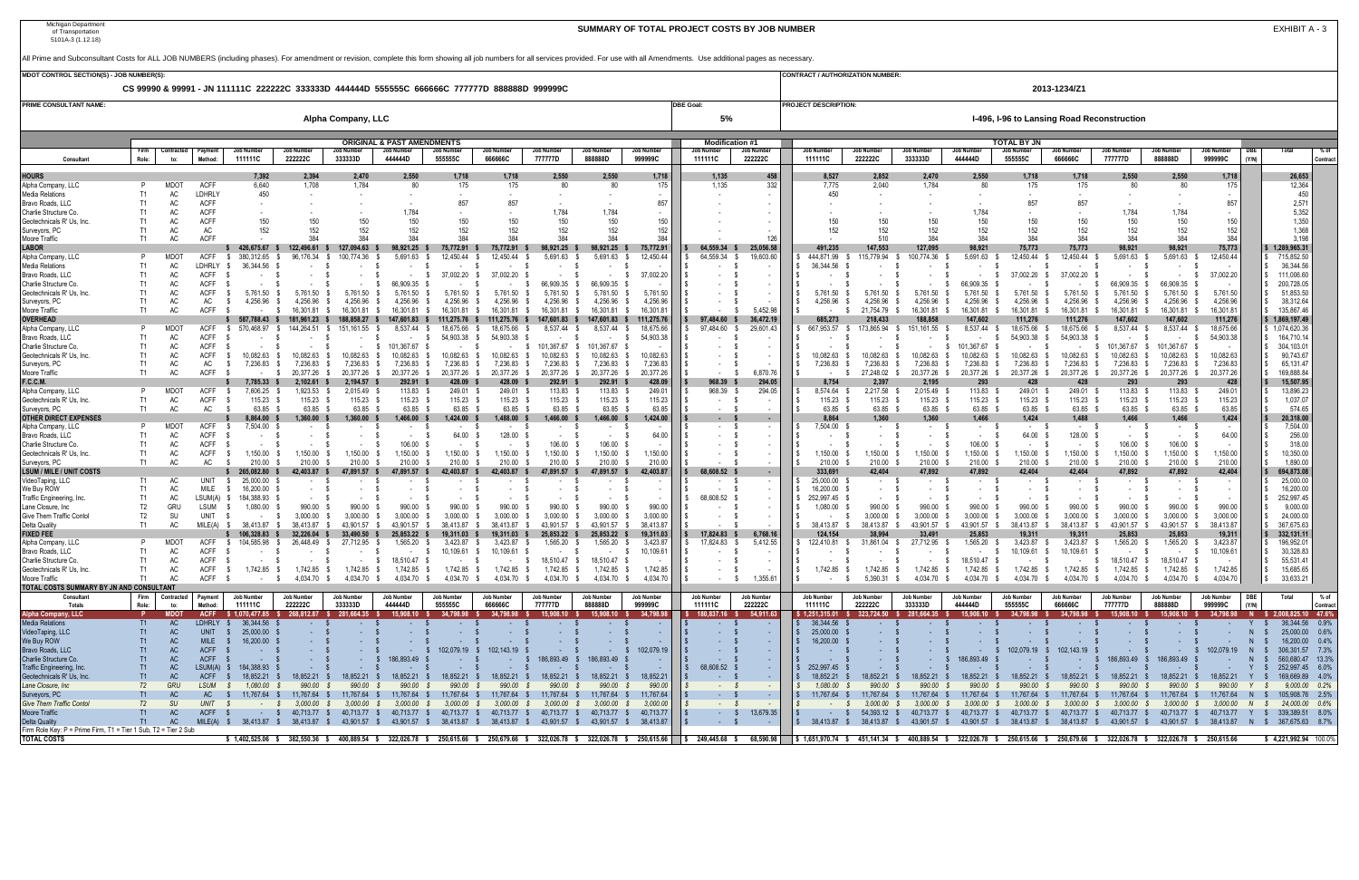# SUMMARY OF TOTAL PROJECT COSTS BY JOB NUMBER

Michigan Department of Transportation
5101A-3 (1.12.18)

EXHIBIT A - 3

All Prime and Subconsultant Costs for ALL JOB NUMBERS (including phases). For amendment or revision, complete this form showing all job numbers for all services provided. For use with all Amendments. Use additional pages as necessary.

**MDOT CONTROL SECTION(S) - JOB NUMBER(S):** CS 99990 & 99991 - JN 111111C 222222C 333333D 444444D 555555C 666666C 777777D 888888D 999999C

**CONTRACT / AUTHORIZATION NUMBER:** 2013-1234/Z1

**PRIME CONSULTANT NAME:** Alpha Company, LLC

**DBE Goal:** 5%

**PROJECT DESCRIPTION:** I-496, I-96 to Lansing Road Reconstruction

| | | | | ORIGINAL & PAST AMENDMENTS | | | | | | | | | Modification #1 | | TOTAL BY JN | | | | | | | | | | | |
|---|---|---|---|---|---|---|---|---|---|---|---|---|---|---|---|---|---|---|---|---|---|---|---|---|---|---|
| Consultant | Firm Role | Contracted to | Payment Method | Job Number 111111C | Job Number 222222C | Job Number 333333D | Job Number 444444D | Job Number 555555C | Job Number 666666C | Job Number 777777D | Job Number 888888D | Job Number 999999C | Job Number 111111C | Job Number 222222C | Job Number 111111C | Job Number 222222C | Job Number 333333D | Job Number 444444D | Job Number 555555C | Job Number 666666C | Job Number 777777D | Job Number 888888D | Job Number 999999C | DBE (Y/N) | Total | % of Contract |
| **HOURS** | | | | 7,392 | 2,394 | 2,470 | 2,550 | 1,718 | 1,718 | 2,550 | 2,550 | 1,718 | 1,135 | 458 | 8,527 | 2,852 | 2,470 | 2,550 | 1,718 | 1,718 | 2,550 | 2,550 | 1,718 | | 26,653 | |
| Alpha Company, LLC | P | MDOT | ACFF | 6,640 | 1,708 | 1,784 | 80 | 175 | 175 | 80 | 80 | 175 | 1,135 | 332 | 7,775 | 2,040 | 1,784 | 80 | 175 | 175 | 80 | 80 | 175 | | 12,364 | |
| Media Relations | T1 | AC | LDHRLY | 450 | - | - | - | - | - | - | - | - | - | - | 450 | - | - | - | - | - | - | - | - | | 450 | |
| Bravo Foods, LLC | T1 | AC | ACFF | - | - | - | - | 857 | 857 | - | - | 857 | - | - | - | - | - | - | 857 | 857 | - | - | 857 | | 2,571 | |
| Charlie Structure Co. | T1 | AC | ACFF | - | - | - | 1,784 | - | - | 1,784 | 1,784 | - | - | - | - | - | - | 1,784 | - | - | 1,784 | 1,784 | - | | 5,352 | |
| Geotechnicals R' Us, Inc. | T1 | AC | ACFF | 150 | 150 | 150 | 150 | 150 | 150 | 150 | 150 | 150 | - | - | 150 | 150 | 150 | 150 | 150 | 150 | 150 | 150 | 150 | | 1,350 | |
| Surveyors, PC | T1 | AC | AC | 152 | 152 | 152 | 152 | 152 | 152 | 152 | 152 | 152 | - | - | 152 | 152 | 152 | 152 | 152 | 152 | 152 | 152 | 152 | | 1,368 | |
| Moore Traffic | T1 | AC | ACFF | - | 384 | 384 | 384 | 384 | 384 | 384 | 384 | 384 | - | 126 | - | 510 | 384 | 384 | 384 | 384 | 384 | 384 | 384 | | 3,198 | |
| **LABOR** | | | | 426,675.67 | 122,496.61 | 127,094.63 | 98,921.25 | 75,772.91 | 75,772.91 | 98,921.25 | 98,921.25 | 75,772.91 | 64,559.34 | 25,056.58 | 491,235 | 147,553 | 127,095 | 98,921 | 75,773 | 75,773 | 98,921 | 98,921 | 75,773 | | 1,289,965.31 | |
| Alpha Company, LLC | P | MDOT | ACFF | 380,312.65 | 96,176.34 | 100,774.36 | 5,691.63 | 12,450.44 | 12,450.44 | 5,691.63 | 5,691.63 | 12,450.44 | 64,559.34 | 19,603.60 | 444,871.99 | 115,779.94 | 100,774.36 | 5,691.63 | 12,450.44 | 12,450.44 | 5,691.63 | 5,691.63 | 12,450.44 | | 715,852.50 | |
| Media Relations | T1 | AC | LDHRLY | 36,344.56 | - | - | - | - | - | - | - | - | - | - | 36,344.56 | - | - | - | - | - | - | - | - | | 36,344.56 | |
| Bravo Foods, LLC | T1 | AC | ACFF | - | - | - | - | 37,002.20 | 37,002.20 | - | - | 37,002.20 | - | - | - | - | - | - | 37,002.20 | 37,002.20 | - | - | 37,002.20 | | 111,006.60 | |
| Charlie Structure Co. | T1 | AC | ACFF | - | - | - | 66,909.35 | - | - | 66,909.35 | 66,909.35 | - | - | - | - | - | - | 66,909.35 | - | - | 66,909.35 | 66,909.35 | - | | 200,728.05 | |
| Geotechnicals R' Us, Inc. | T1 | AC | ACFF | 5,761.50 | 5,761.50 | 5,761.50 | 5,761.50 | 5,761.50 | 5,761.50 | 5,761.50 | 5,761.50 | 5,761.50 | - | - | 5,761.50 | 5,761.50 | 5,761.50 | 5,761.50 | 5,761.50 | 5,761.50 | 5,761.50 | 5,761.50 | 5,761.50 | | 51,853.50 | |
| Surveyors, PC | T1 | AC | AC | 4,256.96 | 4,256.96 | 4,256.96 | 4,256.96 | 4,256.96 | 4,256.96 | 4,256.96 | 4,256.96 | 4,256.96 | - | - | 4,256.96 | 4,256.96 | 4,256.96 | 4,256.96 | 4,256.96 | 4,256.96 | 4,256.96 | 4,256.96 | 4,256.96 | | 38,312.64 | |
| Moore Traffic | T1 | AC | ACFF | - | 16,301.81 | 16,301.81 | 16,301.81 | 16,301.81 | 16,301.81 | 16,301.81 | 16,301.81 | 16,301.81 | - | 5,452.98 | - | 21,754.79 | 16,301.81 | 16,301.81 | 16,301.81 | 16,301.81 | 16,301.81 | 16,301.81 | 16,301.81 | | 135,867.46 | |
| **OVERHEAD** | | | | 587,788.43 | 181,961.23 | 188,858.27 | 147,601.83 | 111,275.76 | 111,275.76 | 147,601.83 | 147,601.83 | 111,275.76 | 97,484.60 | 36,472.19 | 685,273 | 218,433 | 188,858 | 147,602 | 111,276 | 111,276 | 147,602 | 147,602 | 111,276 | | 1,869,197.49 | |
| Alpha Company, LLC | P | MDOT | ACFF | 570,468.97 | 144,254.51 | 151,161.55 | 8,537.44 | 18,675.66 | 18,675.66 | 8,537.44 | 8,537.44 | 18,675.66 | 97,484.60 | 29,601.43 | 667,953.57 | 173,865.94 | 151,161.55 | 8,537.44 | 18,675.66 | 18,675.66 | 8,537.44 | 8,537.44 | 18,675.66 | | 1,074,620.36 | |
| Bravo Foods, LLC | T1 | AC | ACFF | - | - | - | - | 54,903.38 | 54,903.38 | - | - | 54,903.38 | - | - | - | - | - | - | 54,903.38 | 54,903.38 | - | - | 54,903.38 | | 164,710.14 | |
| Charlie Structure Co. | T1 | AC | ACFF | - | - | - | 101,367.67 | - | - | 101,367.67 | 101,367.67 | - | - | - | - | - | - | 101,367.67 | - | - | 101,367.67 | 101,367.67 | - | | 304,103.01 | |
| Geotechnicals R' Us, Inc. | T1 | AC | ACFF | 10,082.63 | 10,082.63 | 10,082.63 | 10,082.63 | 10,082.63 | 10,082.63 | 10,082.63 | 10,082.63 | 10,082.63 | - | - | 10,082.63 | 10,082.63 | 10,082.63 | 10,082.63 | 10,082.63 | 10,082.63 | 10,082.63 | 10,082.63 | 10,082.63 | | 90,743.67 | |
| Surveyors, PC | T1 | AC | AC | 7,236.83 | 7,236.83 | 7,236.83 | 7,236.83 | 7,236.83 | 7,236.83 | 7,236.83 | 7,236.83 | 7,236.83 | - | - | 7,236.83 | 7,236.83 | 7,236.83 | 7,236.83 | 7,236.83 | 7,236.83 | 7,236.83 | 7,236.83 | 7,236.83 | | 65,131.47 | |
| Moore Traffic | T1 | AC | ACFF | - | 20,377.26 | 20,377.26 | 20,377.26 | 20,377.26 | 20,377.26 | 20,377.26 | 20,377.26 | 20,377.26 | - | 6,870.76 | - | 27,248.02 | 20,377.26 | 20,377.26 | 20,377.26 | 20,377.26 | 20,377.26 | 20,377.26 | 20,377.26 | | 169,888.84 | |
| **F.C.C.M.** | | | | 7,785.33 | 2,102.61 | 2,194.57 | 292.91 | 428.09 | 428.09 | 292.91 | 292.91 | 428.09 | 968.39 | 294.05 | 8,754 | 2,397 | 2,195 | 293 | 428 | 428 | 293 | 293 | 428 | | 15,507.95 | |
| Alpha Company, LLC | P | MDOT | ACFF | 7,606.25 | 1,923.53 | 2,015.49 | 113.83 | 249.01 | 249.01 | 113.83 | 113.83 | 249.01 | 968.39 | 294.05 | 8,574.64 | 2,217.58 | 2,015.49 | 113.83 | 249.01 | 249.01 | 113.83 | 113.83 | 249.01 | | 13,896.23 | |
| Geotechnicals R' Us, Inc. | T1 | AC | ACFF | 115.23 | 115.23 | 115.23 | 115.23 | 115.23 | 115.23 | 115.23 | 115.23 | 115.23 | - | - | 115.23 | 115.23 | 115.23 | 115.23 | 115.23 | 115.23 | 115.23 | 115.23 | 115.23 | | 1,037.07 | |
| Surveyors, PC | T1 | AC | AC | 63.85 | 63.85 | 63.85 | 63.85 | 63.85 | 63.85 | 63.85 | 63.85 | 63.85 | - | - | 63.85 | 63.85 | 63.85 | 63.85 | 63.85 | 63.85 | 63.85 | 63.85 | 63.85 | | 574.65 | |
| **OTHER DIRECT EXPENSES** | | | | 8,864.00 | 1,360.00 | 1,360.00 | 1,466.00 | 1,424.00 | 1,488.00 | 1,466.00 | 1,466.00 | 1,424.00 | - | - | 8,864 | 1,360 | 1,360 | 1,466 | 1,424 | 1,488 | 1,466 | 1,466 | 1,424 | | 20,318.00 | |
| Alpha Company, LLC | P | MDOT | ACFF | 7,504.00 | - | - | - | - | - | - | - | - | - | - | 7,504.00 | - | - | - | - | - | - | - | - | | 7,504.00 | |
| Bravo Foods, LLC | T1 | AC | ACFF | - | - | - | - | 64.00 | 128.00 | - | - | 64.00 | - | - | - | - | - | - | 64.00 | 128.00 | - | - | 64.00 | | 256.00 | |
| Charlie Structure Co. | T1 | AC | ACFF | - | - | - | 106.00 | - | - | 106.00 | 106.00 | - | - | - | - | - | - | 106.00 | - | - | 106.00 | 106.00 | - | | 318.00 | |
| Geotechnicals R' Us, Inc. | T1 | AC | ACFF | 1,150.00 | 1,150.00 | 1,150.00 | 1,150.00 | 1,150.00 | 1,150.00 | 1,150.00 | 1,150.00 | 1,150.00 | - | - | 1,150.00 | 1,150.00 | 1,150.00 | 1,150.00 | 1,150.00 | 1,150.00 | 1,150.00 | 1,150.00 | 1,150.00 | | 10,350.00 | |
| Surveyors, PC | T1 | AC | AC | 210.00 | 210.00 | 210.00 | 210.00 | 210.00 | 210.00 | 210.00 | 210.00 | 210.00 | - | - | 210.00 | 210.00 | 210.00 | 210.00 | 210.00 | 210.00 | 210.00 | 210.00 | 210.00 | | 1,890.00 | |
| **LSUM / MILE / UNIT COSTS** | | | | 265,082.80 | 42,403.87 | 47,891.57 | 47,891.57 | 42,403.87 | 42,403.87 | 47,891.57 | 47,891.57 | 42,403.87 | 68,608.52 | - | 333,691 | 42,404 | 47,892 | 47,892 | 42,404 | 42,404 | 47,892 | 47,892 | 42,404 | | 694,873.08 | |
| VideoTaping, LLC | T1 | AC | UNIT | 25,000.00 | - | - | - | - | - | - | - | - | - | - | 25,000.00 | - | - | - | - | - | - | - | - | | 25,000.00 | |
| We Buy ROW | T1 | AC | MILE | 16,200.00 | - | - | - | - | - | - | - | - | - | - | 16,200.00 | - | - | - | - | - | - | - | - | | 16,200.00 | |
| Traffic Engineering, Inc. | T1 | AC | LSUM(A) | 184,388.93 | - | - | - | - | - | - | - | - | 68,608.52 | - | 252,997.45 | - | - | - | - | - | - | - | - | | 252,997.45 | |
| Lane Closure, Inc | T2 | GRU | LSUM | 1,080.00 | 990.00 | 990.00 | 990.00 | 990.00 | 990.00 | 990.00 | 990.00 | 990.00 | - | - | 1,080.00 | 990.00 | 990.00 | 990.00 | 990.00 | 990.00 | 990.00 | 990.00 | 990.00 | | 9,000.00 | |
| Give Them Traffic Contol | T2 | SU | UNIT | - | 3,000.00 | 3,000.00 | 3,000.00 | 3,000.00 | 3,000.00 | 3,000.00 | 3,000.00 | 3,000.00 | - | - | - | 3,000.00 | 3,000.00 | 3,000.00 | 3,000.00 | 3,000.00 | 3,000.00 | 3,000.00 | 3,000.00 | | 24,000.00 | |
| Delta Quality | T1 | AC | MILE(A) | 38,413.87 | 38,413.87 | 43,901.57 | 43,901.57 | 38,413.87 | 38,413.87 | 43,901.57 | 43,901.57 | 38,413.87 | - | - | 38,413.87 | 38,413.87 | 43,901.57 | 43,901.57 | 38,413.87 | 38,413.87 | 43,901.57 | 43,901.57 | 38,413.87 | | 367,675.63 | |
| **FIXED FEE** | | | | 106,328.83 | 32,226.04 | 33,490.50 | 25,853.22 | 19,311.03 | 19,311.03 | 25,853.22 | 25,853.22 | 19,311.03 | 17,824.83 | 6,768.16 | 124,154 | 38,994 | 33,491 | 25,853 | 19,311 | 19,311 | 25,853 | 25,853 | 19,311 | | 332,131.11 | |
| Alpha Company, LLC | P | MDOT | ACFF | 104,585.98 | 26,448.49 | 27,712.95 | 1,565.20 | 3,423.87 | 3,423.87 | 1,565.20 | 1,565.20 | 3,423.87 | 17,824.83 | 5,412.55 | 122,410.81 | 31,861.04 | 27,712.95 | 1,565.20 | 3,423.87 | 3,423.87 | 1,565.20 | 1,565.20 | 3,423.87 | | 196,952.01 | |
| Bravo Foods, LLC | T1 | AC | ACFF | - | - | - | - | 10,109.61 | 10,109.61 | - | - | 10,109.61 | - | - | - | - | - | - | 10,109.61 | 10,109.61 | - | - | 10,109.61 | | 30,328.83 | |
| Charlie Structure Co. | T1 | AC | ACFF | - | - | - | 18,510.47 | - | - | 18,510.47 | 18,510.47 | - | - | - | - | - | - | 18,510.47 | - | - | 18,510.47 | 18,510.47 | - | | 55,531.41 | |
| Geotechnicals R' Us, Inc. | T1 | AC | ACFF | 1,742.85 | 1,742.85 | 1,742.85 | 1,742.85 | 1,742.85 | 1,742.85 | 1,742.85 | 1,742.85 | 1,742.85 | - | - | 1,742.85 | 1,742.85 | 1,742.85 | 1,742.85 | 1,742.85 | 1,742.85 | 1,742.85 | 1,742.85 | 1,742.85 | | 15,685.65 | |
| Moore Traffic | T1 | AC | ACFF | - | 4,034.70 | 4,034.70 | 4,034.70 | 4,034.70 | 4,034.70 | 4,034.70 | 4,034.70 | 4,034.70 | - | 1,355.61 | - | 5,390.31 | 4,034.70 | 4,034.70 | 4,034.70 | 4,034.70 | 4,034.70 | 4,034.70 | 4,034.70 | | 33,633.21 | |

**TOTAL COSTS SUMMARY BY JN AND CONSULTANT**

| Consultant Totals | Firm Role | Contracted to | Payment Method | Job Number 111111C | Job Number 222222C | Job Number 333333D | Job Number 444444D | Job Number 555555C | Job Number 666666C | Job Number 777777D | Job Number 888888D | Job Number 999999C | Job Number 111111C | Job Number 222222C | Job Number 111111C | Job Number 222222C | Job Number 333333D | Job Number 444444D | Job Number 555555C | Job Number 666666C | Job Number 777777D | Job Number 888888D | Job Number 999999C | DBE (Y/N) | Total | % of Contract |
|---|---|---|---|---|---|---|---|---|---|---|---|---|---|---|---|---|---|---|---|---|---|---|---|---|---|---|
| Alpha Company, LLC | P | MDOT | ACFF | 1,070,477.85 | 268,812.87 | 281,664.35 | 15,908.10 | 34,798.98 | 34,798.98 | 15,908.10 | 15,908.10 | 34,798.98 | 180,837.16 | 54,911.63 | 1,251,315.01 | 323,724.50 | 281,664.35 | 15,908.10 | 34,798.98 | 34,798.98 | 15,908.10 | 15,908.10 | 34,798.98 | N | 2,008,825.10 | 47.6% |
| Media Relations | T1 | AC | LDHRLY | 36,344.56 | - | - | - | - | - | - | - | - | - | - | 36,344.56 | - | - | - | - | - | - | - | - | Y | 36,344.56 | 0.9% |
| VideoTaping, LLC | T1 | AC | UNIT | 25,000.00 | - | - | - | - | - | - | - | - | - | - | 25,000.00 | - | - | - | - | - | - | - | - | N | 25,000.00 | 0.6% |
| We Buy ROW | T1 | AC | MILE | 16,200.00 | - | - | - | - | - | - | - | - | - | - | 16,200.00 | - | - | - | - | - | - | - | - | N | 16,200.00 | 0.4% |
| Bravo Foods, LLC | T1 | AC | ACFF | - | - | - | - | 102,079.19 | 102,143.19 | - | - | 102,079.19 | - | - | - | - | - | - | 102,079.19 | 102,143.19 | - | - | 102,079.19 | N | 306,301.57 | 7.3% |
| Charlie Structure Co. | T1 | AC | ACFF | - | - | - | 186,893.49 | - | - | 186,893.49 | 186,893.49 | - | - | - | - | - | - | 186,893.49 | - | - | 186,893.49 | 186,893.49 | - | N | 560,680.47 | 13.3% |
| Traffic Engineering, Inc. | T1 | AC | LSUM(A) | 184,388.93 | - | - | - | - | - | - | - | - | 68,608.52 | - | 252,997.45 | - | - | - | - | - | - | - | - | Y | 252,997.45 | 6.0% |
| Geotechnicals R' Us, Inc. | T1 | AC | ACFF | 18,852.21 | 18,852.21 | 18,852.21 | 18,852.21 | 18,852.21 | 18,852.21 | 18,852.21 | 18,852.21 | 18,852.21 | - | - | 18,852.21 | 18,852.21 | 18,852.21 | 18,852.21 | 18,852.21 | 18,852.21 | 18,852.21 | 18,852.21 | 18,852.21 | Y | 169,669.89 | 4.0% |
| *Lane Closure, Inc* | *T2* | *GRU* | *LSUM* | *1,080.00* | *990.00* | *990.00* | *990.00* | *990.00* | *990.00* | *990.00* | *990.00* | *990.00* | - | - | *1,080.00* | *990.00* | *990.00* | *990.00* | *990.00* | *990.00* | *990.00* | *990.00* | *990.00* | *Y* | *9,000.00* | *0.2%* |
| Surveyors, PC | T1 | AC | AC | 11,767.64 | 11,767.64 | 11,767.64 | 11,767.64 | 11,767.64 | 11,767.64 | 11,767.64 | 11,767.64 | 11,767.64 | - | - | 11,767.64 | 11,767.64 | 11,767.64 | 11,767.64 | 11,767.64 | 11,767.64 | 11,767.64 | 11,767.64 | 11,767.64 | Y | 105,908.76 | 2.5% |
| *Give Them Traffic Contol* | *T2* | *SU* | *UNIT* | - | *3,000.00* | *3,000.00* | *3,000.00* | *3,000.00* | *3,000.00* | *3,000.00* | *3,000.00* | *3,000.00* | - | - | - | *3,000.00* | *3,000.00* | *3,000.00* | *3,000.00* | *3,000.00* | *3,000.00* | *3,000.00* | *3,000.00* | *N* | *24,000.00* | *0.6%* |
| Moore Traffic | T1 | AC | ACFF | - | 40,713.77 | 40,713.77 | 40,713.77 | 40,713.77 | 40,713.77 | 40,713.77 | 40,713.77 | 40,713.77 | - | 13,679.35 | - | 54,393.12 | 40,713.77 | 40,713.77 | 40,713.77 | 40,713.77 | 40,713.77 | 40,713.77 | 40,713.77 | Y | 339,389.51 | 8.0% |
| Delta Quality | T1 | AC | MILE(A) | 38,413.87 | 38,413.87 | 43,901.57 | 43,901.57 | 38,413.87 | 38,413.87 | 43,901.57 | 43,901.57 | 38,413.87 | - | - | 38,413.87 | 38,413.87 | 43,901.57 | 43,901.57 | 38,413.87 | 38,413.87 | 43,901.57 | 43,901.57 | 38,413.87 | N | 367,675.63 | 8.7% |
| Firm Role Key: P = Prime Firm, T1 = Tier 1 Sub, T2 = Tier 2 Sub | | | | | | | | | | | | | | | | | | | | | | | | | | |
| **TOTAL COSTS** | | | | 1,402,525.06 | 382,550.36 | 400,889.54 | 322,026.78 | 250,615.66 | 250,679.66 | 322,026.78 | 322,026.78 | 250,615.66 | 249,445.68 | 68,590.98 | 1,651,970.74 | 451,141.34 | 400,889.54 | 322,026.78 | 250,615.66 | 250,679.66 | 322,026.78 | 322,026.78 | 250,615.66 | | 4,221,992.94 | 100.0% |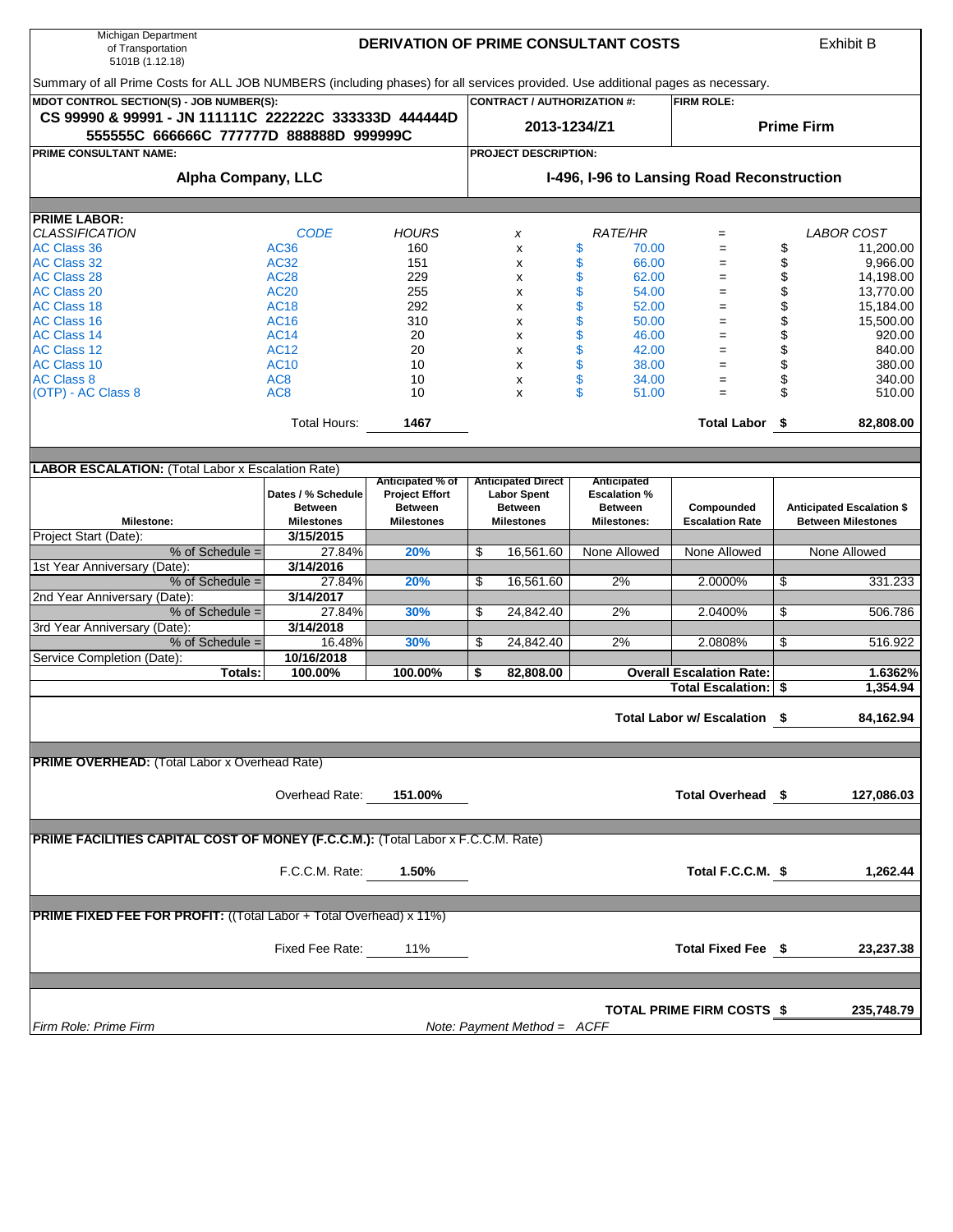Michigan Department of Transportation 5101B (1.12.18)

# DERIVATION OF PRIME CONSULTANT COSTS

Exhibit B

Summary of all Prime Costs for ALL JOB NUMBERS (including phases) for all services provided. Use additional pages as necessary.

| MDOT CONTROL SECTION(S) - JOB NUMBER(S): | CONTRACT / AUTHORIZATION #: | FIRM ROLE: |
|---|---|---|
| **CS 99990 & 99991 - JN 111111C 222222C 333333D 444444D 555555C 666666C 777777D 888888D 999999C** | **2013-1234/Z1** | **Prime Firm** |
| **PRIME CONSULTANT NAME:** | **PROJECT DESCRIPTION:** | |
| **Alpha Company, LLC** | **I-496, I-96 to Lansing Road Reconstruction** | |

## PRIME LABOR:

| *CLASSIFICATION* | *CODE* | *HOURS* | *x* | *RATE/HR* | *=* | *LABOR COST* |
|---|---|---|---|---|---|---|
| AC Class 36 | AC36 | 160 | x | $ 70.00 | = | $ 11,200.00 |
| AC Class 32 | AC32 | 151 | x | $ 66.00 | = | $ 9,966.00 |
| AC Class 28 | AC28 | 229 | x | $ 62.00 | = | $ 14,198.00 |
| AC Class 20 | AC20 | 255 | x | $ 54.00 | = | $ 13,770.00 |
| AC Class 18 | AC18 | 292 | x | $ 52.00 | = | $ 15,184.00 |
| AC Class 16 | AC16 | 310 | x | $ 50.00 | = | $ 15,500.00 |
| AC Class 14 | AC14 | 20 | x | $ 46.00 | = | $ 920.00 |
| AC Class 12 | AC12 | 20 | x | $ 42.00 | = | $ 840.00 |
| AC Class 10 | AC10 | 10 | x | $ 38.00 | = | $ 380.00 |
| AC Class 8 | AC8 | 10 | x | $ 34.00 | = | $ 340.00 |
| (OTP) - AC Class 8 | AC8 | 10 | x | $ 51.00 | = | $ 510.00 |
| | Total Hours: | **1467** | | | **Total Labor** | **$ 82,808.00** |

## LABOR ESCALATION: (Total Labor x Escalation Rate)

| Milestone: | Dates / % Schedule Between Milestones | Anticipated % of Project Effort Between Milestones | Anticipated Direct Labor Spent Between Milestones | Anticipated Escalation % Between Milestones: | Compounded Escalation Rate | Anticipated Escalation $ Between Milestones |
|---|---|---|---|---|---|---|
| Project Start (Date): | 3/15/2015 | | | | | |
| % of Schedule = | 27.84% | **20%** | $ 16,561.60 | None Allowed | None Allowed | None Allowed |
| 1st Year Anniversary (Date): | 3/14/2016 | | | | | |
| % of Schedule = | 27.84% | **20%** | $ 16,561.60 | 2% | 2.0000% | $ 331.233 |
| 2nd Year Anniversary (Date): | 3/14/2017 | | | | | |
| % of Schedule = | 27.84% | **30%** | $ 24,842.40 | 2% | 2.0400% | $ 506.786 |
| 3rd Year Anniversary (Date): | 3/14/2018 | | | | | |
| % of Schedule = | 16.48% | **30%** | $ 24,842.40 | 2% | 2.0808% | $ 516.922 |
| Service Completion (Date): | 10/16/2018 | | | | | |
| **Totals:** | **100.00%** | **100.00%** | **$ 82,808.00** | **Overall Escalation Rate:** | | **1.6362%** |
| | | | | | **Total Escalation:** | **$ 1,354.94** |

**Total Labor w/ Escalation $ 84,162.94**

## PRIME OVERHEAD: (Total Labor x Overhead Rate)

Overhead Rate: **151.00%** — **Total Overhead $ 127,086.03**

## PRIME FACILITIES CAPITAL COST OF MONEY (F.C.C.M.): (Total Labor x F.C.C.M. Rate)

F.C.C.M. Rate: **1.50%** — **Total F.C.C.M. $ 1,262.44**

## PRIME FIXED FEE FOR PROFIT: ((Total Labor + Total Overhead) x 11%)

Fixed Fee Rate: 11% — **Total Fixed Fee $ 23,237.38**

**TOTAL PRIME FIRM COSTS $ 235,748.79**

*Firm Role: Prime Firm* *Note: Payment Method = ACFF*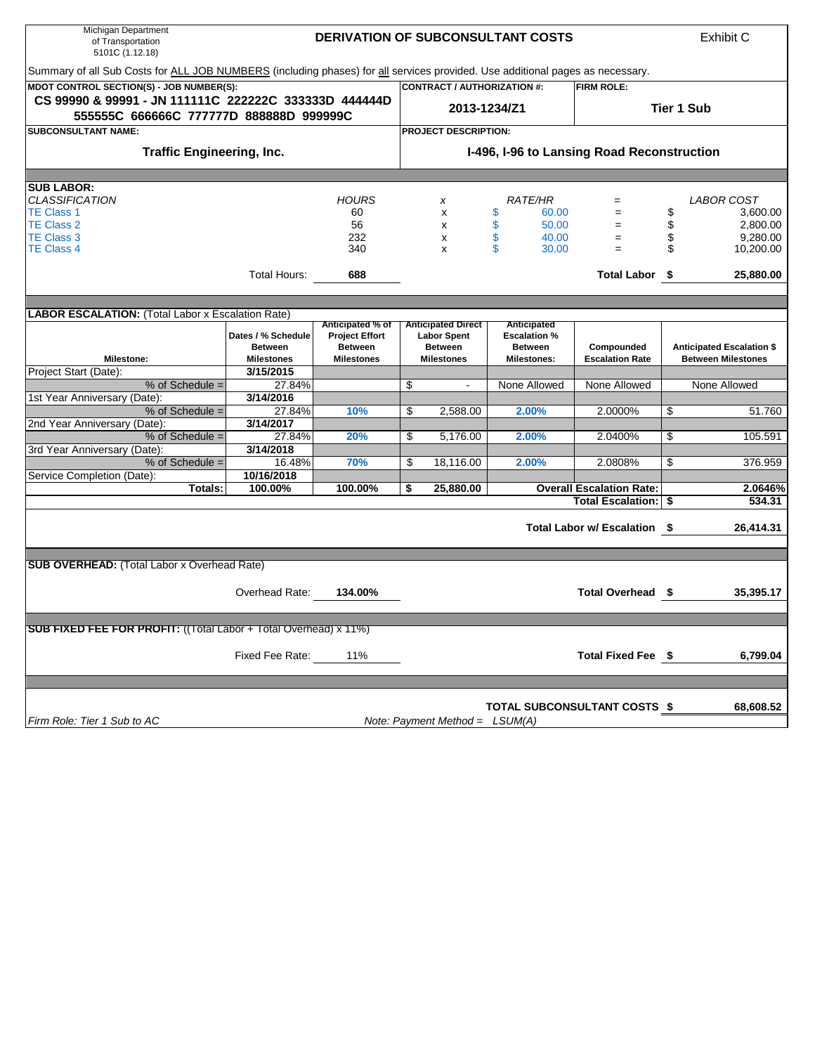Michigan Department of Transportation
5101C (1.12.18)

# DERIVATION OF SUBCONSULTANT COSTS

Exhibit C

Summary of all Sub Costs for ALL JOB NUMBERS (including phases) for all services provided. Use additional pages as necessary.

| MDOT CONTROL SECTION(S) - JOB NUMBER(S): | CONTRACT / AUTHORIZATION #: | FIRM ROLE: |
|---|---|---|
| **CS 99990 & 99991 - JN 111111C 222222C 333333D 444444D 555555C 666666C 777777D 888888D 999999C** | **2013-1234/Z1** | **Tier 1 Sub** |

| SUBCONSULTANT NAME: | PROJECT DESCRIPTION: |
|---|---|
| **Traffic Engineering, Inc.** | **I-496, I-96 to Lansing Road Reconstruction** |

**SUB LABOR:**

| *CLASSIFICATION* | *HOURS* | *x* | *RATE/HR* | *=* | *LABOR COST* |
|---|---|---|---|---|---|
| TE Class 1 | 60 | x | $ 60.00 | = | $ 3,600.00 |
| TE Class 2 | 56 | x | $ 50.00 | = | $ 2,800.00 |
| TE Class 3 | 232 | x | $ 40.00 | = | $ 9,280.00 |
| TE Class 4 | 340 | x | $ 30.00 | = | $ 10,200.00 |
| Total Hours: | **688** | | | **Total Labor** | **$ 25,880.00** |

**LABOR ESCALATION:** (Total Labor x Escalation Rate)

| Milestone: | Dates / % Schedule Between Milestones | Anticipated % of Project Effort Between Milestones | Anticipated Direct Labor Spent Between Milestones | Anticipated Escalation % Between Milestones: | Compounded Escalation Rate | Anticipated Escalation $ Between Milestones |
|---|---|---|---|---|---|---|
| Project Start (Date): | **3/15/2015** | | | | | |
| % of Schedule = | 27.84% | | $ - | None Allowed | None Allowed | None Allowed |
| 1st Year Anniversary (Date): | **3/14/2016** | | | | | |
| % of Schedule = | 27.84% | **10%** | $ 2,588.00 | **2.00%** | 2.0000% | $ 51.760 |
| 2nd Year Anniversary (Date): | **3/14/2017** | | | | | |
| % of Schedule = | 27.84% | **20%** | $ 5,176.00 | **2.00%** | 2.0400% | $ 105.591 |
| 3rd Year Anniversary (Date): | **3/14/2018** | | | | | |
| % of Schedule = | 16.48% | **70%** | $ 18,116.00 | **2.00%** | 2.0808% | $ 376.959 |
| Service Completion (Date): | **10/16/2018** | | | | | |
| **Totals:** | **100.00%** | **100.00%** | **$ 25,880.00** | | **Overall Escalation Rate:** | **2.0646%** |
| | | | | | **Total Escalation:** | **$ 534.31** |

**Total Labor w/ Escalation $ 26,414.31**

**SUB OVERHEAD:** (Total Labor x Overhead Rate)

Overhead Rate: **134.00%** — **Total Overhead $ 35,395.17**

**SUB FIXED FEE FOR PROFIT:** ((Total Labor + Total Overhead) x 11%)

Fixed Fee Rate: 11% — **Total Fixed Fee $ 6,799.04**

**TOTAL SUBCONSULTANT COSTS $ 68,608.52**

*Firm Role: Tier 1 Sub to AC* — *Note: Payment Method = LSUM(A)*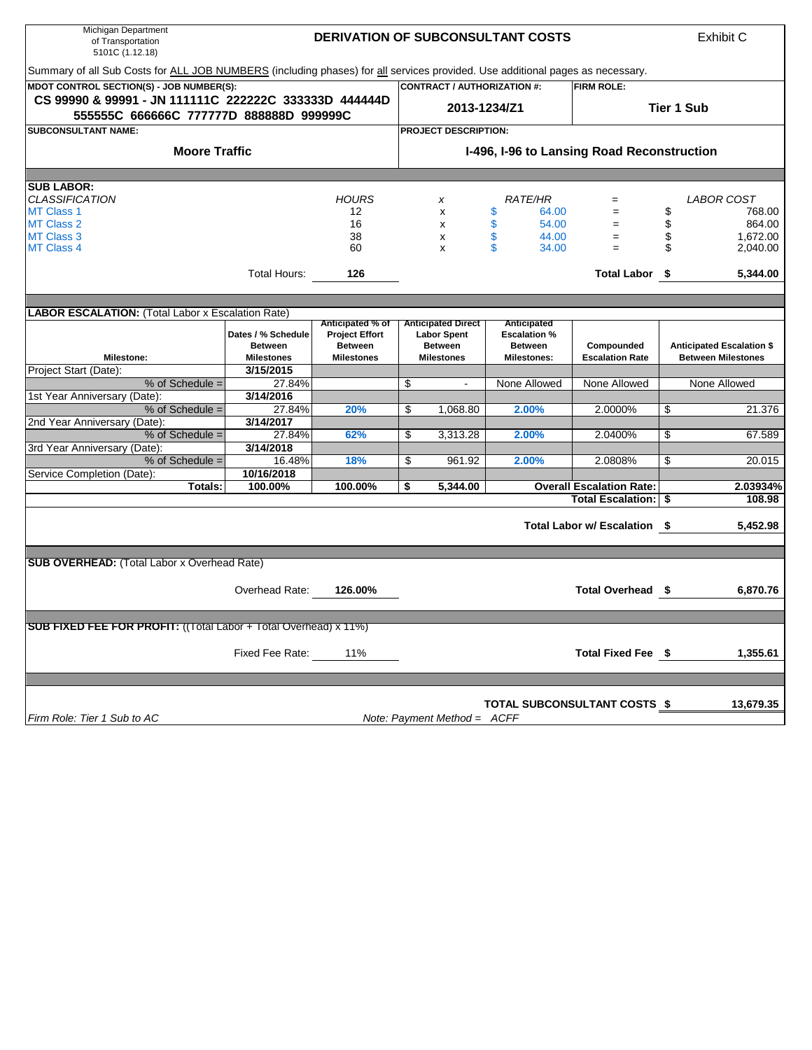Michigan Department of Transportation
5101C (1.12.18)

# DERIVATION OF SUBCONSULTANT COSTS

Exhibit C

Summary of all Sub Costs for ALL JOB NUMBERS (including phases) for all services provided. Use additional pages as necessary.

| MDOT CONTROL SECTION(S) - JOB NUMBER(S): | CONTRACT / AUTHORIZATION #: | FIRM ROLE: |
|---|---|---|
| **CS 99990 & 99991 - JN 111111C 222222C 333333D 444444D 555555C 666666C 777777D 888888D 999999C** | **2013-1234/Z1** | **Tier 1 Sub** |
| **SUBCONSULTANT NAME:** | **PROJECT DESCRIPTION:** | |
| **Moore Traffic** | **I-496, I-96 to Lansing Road Reconstruction** | |

## SUB LABOR:

| *CLASSIFICATION* | *HOURS* | *x* | *RATE/HR* | *=* | *LABOR COST* |
|---|---|---|---|---|---|
| MT Class 1 | 12 | x | $ 64.00 | = | $ 768.00 |
| MT Class 2 | 16 | x | $ 54.00 | = | $ 864.00 |
| MT Class 3 | 38 | x | $ 44.00 | = | $ 1,672.00 |
| MT Class 4 | 60 | x | $ 34.00 | = | $ 2,040.00 |
| Total Hours: | **126** | | | **Total Labor** | **$ 5,344.00** |

## LABOR ESCALATION: (Total Labor x Escalation Rate)

| Milestone: | Dates / % Schedule Between Milestones | Anticipated % of Project Effort Between Milestones | Anticipated Direct Labor Spent Between Milestones | Anticipated Escalation % Between Milestones: | Compounded Escalation Rate | Anticipated Escalation $ Between Milestones |
|---|---|---|---|---|---|---|
| Project Start (Date): | **3/15/2015** | | | | | |
| % of Schedule = | 27.84% | | $ - | None Allowed | None Allowed | None Allowed |
| 1st Year Anniversary (Date): | **3/14/2016** | | | | | |
| % of Schedule = | 27.84% | **20%** | $ 1,068.80 | **2.00%** | 2.0000% | $ 21.376 |
| 2nd Year Anniversary (Date): | **3/14/2017** | | | | | |
| % of Schedule = | 27.84% | **62%** | $ 3,313.28 | **2.00%** | 2.0400% | $ 67.589 |
| 3rd Year Anniversary (Date): | **3/14/2018** | | | | | |
| % of Schedule = | 16.48% | **18%** | $ 961.92 | **2.00%** | 2.0808% | $ 20.015 |
| Service Completion (Date): | **10/16/2018** | | | | | |
| **Totals:** | **100.00%** | **100.00%** | **$ 5,344.00** | | **Overall Escalation Rate:** | **2.03934%** |
| | | | | | **Total Escalation:** | **$ 108.98** |

**Total Labor w/ Escalation $ 5,452.98**

## SUB OVERHEAD: (Total Labor x Overhead Rate)

Overhead Rate: **126.00%** — **Total Overhead $ 6,870.76**

## SUB FIXED FEE FOR PROFIT: ((Total Labor + Total Overhead) x 11%)

Fixed Fee Rate: 11% — **Total Fixed Fee $ 1,355.61**

**TOTAL SUBCONSULTANT COSTS $ 13,679.35**

*Firm Role: Tier 1 Sub to AC* *Note: Payment Method = ACFF*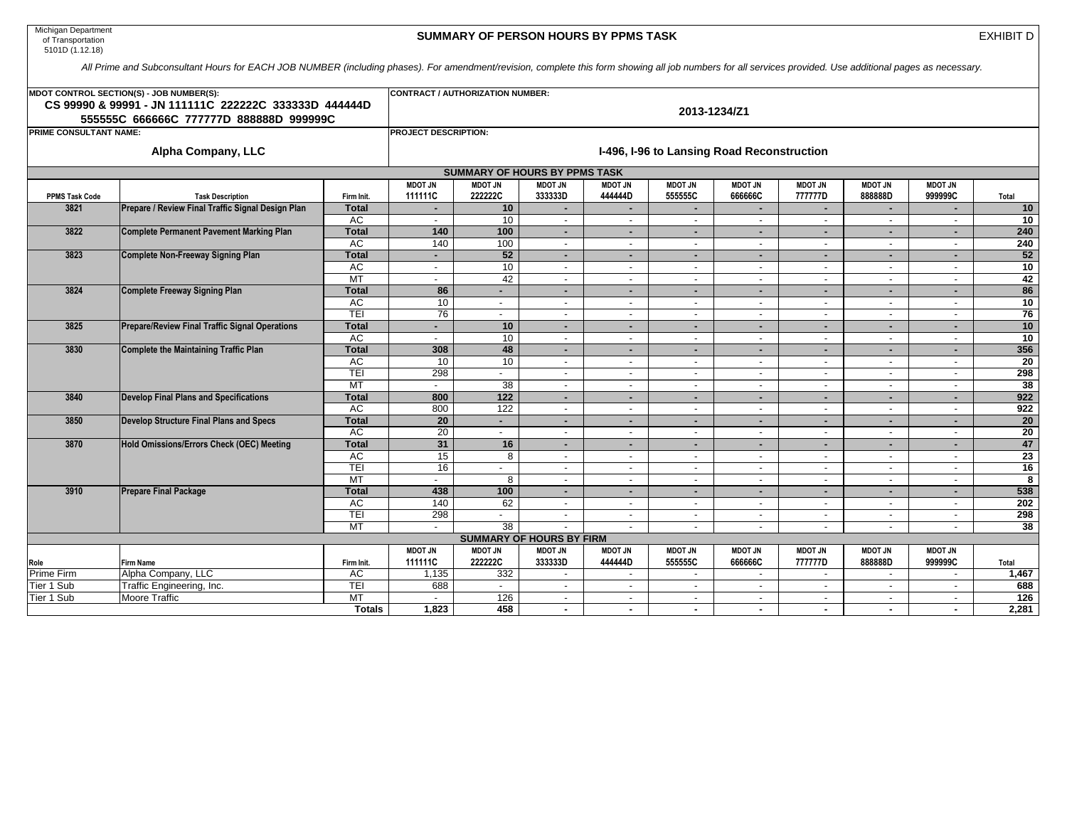Michigan Department of Transportation
5101D (1.12.18)

## SUMMARY OF PERSON HOURS BY PPMS TASK

EXHIBIT D

*All Prime and Subconsultant Hours for EACH JOB NUMBER (including phases). For amendment/revision, complete this form showing all job numbers for all services provided. Use additional pages as necessary.*

**MDOT CONTROL SECTION(S) - JOB NUMBER(S):**
**CS 99990 & 99991 - JN 111111C 222222C 333333D 444444D 555555C 666666C 777777D 888888D 999999C**

**CONTRACT / AUTHORIZATION NUMBER:**
**2013-1234/Z1**

**PRIME CONSULTANT NAME:**
**Alpha Company, LLC**

**PROJECT DESCRIPTION:**
**I-496, I-96 to Lansing Road Reconstruction**

### SUMMARY OF HOURS BY PPMS TASK

| PPMS Task Code | Task Description | Firm Init. | MDOT JN 111111C | MDOT JN 222222C | MDOT JN 333333D | MDOT JN 444444D | MDOT JN 555555C | MDOT JN 666666C | MDOT JN 777777D | MDOT JN 888888D | MDOT JN 999999C | Total |
|---|---|---|---|---|---|---|---|---|---|---|---|---|
| 3821 | Prepare / Review Final Traffic Signal Design Plan | Total | - | 10 | - | - | - | - | - | - | - | 10 |
| | | AC | - | 10 | - | - | - | - | - | - | - | 10 |
| 3822 | Complete Permanent Pavement Marking Plan | Total | 140 | 100 | - | - | - | - | - | - | - | 240 |
| | | AC | 140 | 100 | - | - | - | - | - | - | - | 240 |
| 3823 | Complete Non-Freeway Signing Plan | Total | - | 52 | - | - | - | - | - | - | - | 52 |
| | | AC | - | 10 | - | - | - | - | - | - | - | 10 |
| | | MT | - | 42 | - | - | - | - | - | - | - | 42 |
| 3824 | Complete Freeway Signing Plan | Total | 86 | - | - | - | - | - | - | - | - | 86 |
| | | AC | 10 | - | - | - | - | - | - | - | - | 10 |
| | | TEI | 76 | - | - | - | - | - | - | - | - | 76 |
| 3825 | Prepare/Review Final Traffic Signal Operations | Total | - | 10 | - | - | - | - | - | - | - | 10 |
| | | AC | - | 10 | - | - | - | - | - | - | - | 10 |
| 3830 | Complete the Maintaining Traffic Plan | Total | 308 | 48 | - | - | - | - | - | - | - | 356 |
| | | AC | 10 | 10 | - | - | - | - | - | - | - | 20 |
| | | TEI | 298 | - | - | - | - | - | - | - | - | 298 |
| | | MT | - | 38 | - | - | - | - | - | - | - | 38 |
| 3840 | Develop Final Plans and Specifications | Total | 800 | 122 | - | - | - | - | - | - | - | 922 |
| | | AC | 800 | 122 | - | - | - | - | - | - | - | 922 |
| 3850 | Develop Structure Final Plans and Specs | Total | 20 | - | - | - | - | - | - | - | - | 20 |
| | | AC | 20 | - | - | - | - | - | - | - | - | 20 |
| 3870 | Hold Omissions/Errors Check (OEC) Meeting | Total | 31 | 16 | - | - | - | - | - | - | - | 47 |
| | | AC | 15 | 8 | - | - | - | - | - | - | - | 23 |
| | | TEI | 16 | - | - | - | - | - | - | - | - | 16 |
| | | MT | - | 8 | - | - | - | - | - | - | - | 8 |
| 3910 | Prepare Final Package | Total | 438 | 100 | - | - | - | - | - | - | - | 538 |
| | | AC | 140 | 62 | - | - | - | - | - | - | - | 202 |
| | | TEI | 298 | - | - | - | - | - | - | - | - | 298 |
| | | MT | - | 38 | - | - | - | - | - | - | - | 38 |

### SUMMARY OF HOURS BY FIRM

| Role | Firm Name | Firm Init. | MDOT JN 111111C | MDOT JN 222222C | MDOT JN 333333D | MDOT JN 444444D | MDOT JN 555555C | MDOT JN 666666C | MDOT JN 777777D | MDOT JN 888888D | MDOT JN 999999C | Total |
|---|---|---|---|---|---|---|---|---|---|---|---|---|
| Prime Firm | Alpha Company, LLC | AC | 1,135 | 332 | - | - | - | - | - | - | - | 1,467 |
| Tier 1 Sub | Traffic Engineering, Inc. | TEI | 688 | - | - | - | - | - | - | - | - | 688 |
| Tier 1 Sub | Moore Traffic | MT | - | 126 | - | - | - | - | - | - | - | 126 |
| | | Totals | 1,823 | 458 | - | - | - | - | - | - | - | 2,281 |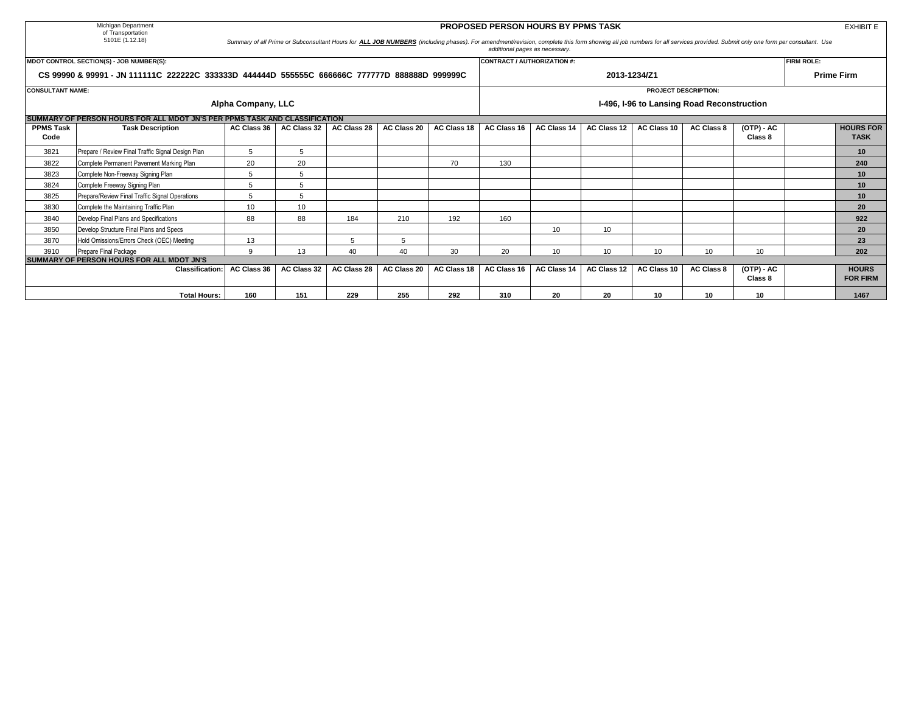Michigan Department
of Transportation
5101E (1.12.18)

# PROPOSED PERSON HOURS BY PPMS TASK

EXHIBIT E

*Summary of all Prime or Subconsultant Hours for **ALL JOB NUMBERS** (including phases). For amendment/revision, complete this form showing all job numbers for all services provided. Submit only one form per consultant. Use additional pages as necessary.*

| MDOT CONTROL SECTION(S) - JOB NUMBER(S): | CONTRACT / AUTHORIZATION #: | FIRM ROLE: |
|---|---|---|
| **CS 99990 & 99991 - JN 111111C 222222C 333333D 444444D 555555C 666666C 777777D 888888D 999999C** | **2013-1234/Z1** | **Prime Firm** |

| CONSULTANT NAME: | PROJECT DESCRIPTION: |
|---|---|
| **Alpha Company, LLC** | **I-496, I-96 to Lansing Road Reconstruction** |

**SUMMARY OF PERSON HOURS FOR ALL MDOT JN'S PER PPMS TASK AND CLASSIFICATION**

| PPMS Task Code | Task Description | AC Class 36 | AC Class 32 | AC Class 28 | AC Class 20 | AC Class 18 | AC Class 16 | AC Class 14 | AC Class 12 | AC Class 10 | AC Class 8 | (OTP) - AC Class 8 | | HOURS FOR TASK |
|---|---|---|---|---|---|---|---|---|---|---|---|---|---|---|
| 3821 | Prepare / Review Final Traffic Signal Design Plan | 5 | 5 | | | | | | | | | | | **10** |
| 3822 | Complete Permanent Pavement Marking Plan | 20 | 20 | | | 70 | 130 | | | | | | | **240** |
| 3823 | Complete Non-Freeway Signing Plan | 5 | 5 | | | | | | | | | | | **10** |
| 3824 | Complete Freeway Signing Plan | 5 | 5 | | | | | | | | | | | **10** |
| 3825 | Prepare/Review Final Traffic Signal Operations | 5 | 5 | | | | | | | | | | | **10** |
| 3830 | Complete the Maintaining Traffic Plan | 10 | 10 | | | | | | | | | | | **20** |
| 3840 | Develop Final Plans and Specifications | 88 | 88 | 184 | 210 | 192 | 160 | | | | | | | **922** |
| 3850 | Develop Structure Final Plans and Specs | | | | | | | 10 | 10 | | | | | **20** |
| 3870 | Hold Omissions/Errors Check (OEC) Meeting | 13 | | 5 | 5 | | | | | | | | | **23** |
| 3910 | Prepare Final Package | 9 | 13 | 40 | 40 | 30 | 20 | 10 | 10 | 10 | 10 | 10 | | **202** |

**SUMMARY OF PERSON HOURS FOR ALL MDOT JN'S**

| Classification: | AC Class 36 | AC Class 32 | AC Class 28 | AC Class 20 | AC Class 18 | AC Class 16 | AC Class 14 | AC Class 12 | AC Class 10 | AC Class 8 | (OTP) - AC Class 8 | | HOURS FOR FIRM |
|---|---|---|---|---|---|---|---|---|---|---|---|---|---|
| **Total Hours:** | **160** | **151** | **229** | **255** | **292** | **310** | **20** | **20** | **10** | **10** | **10** | | **1467** |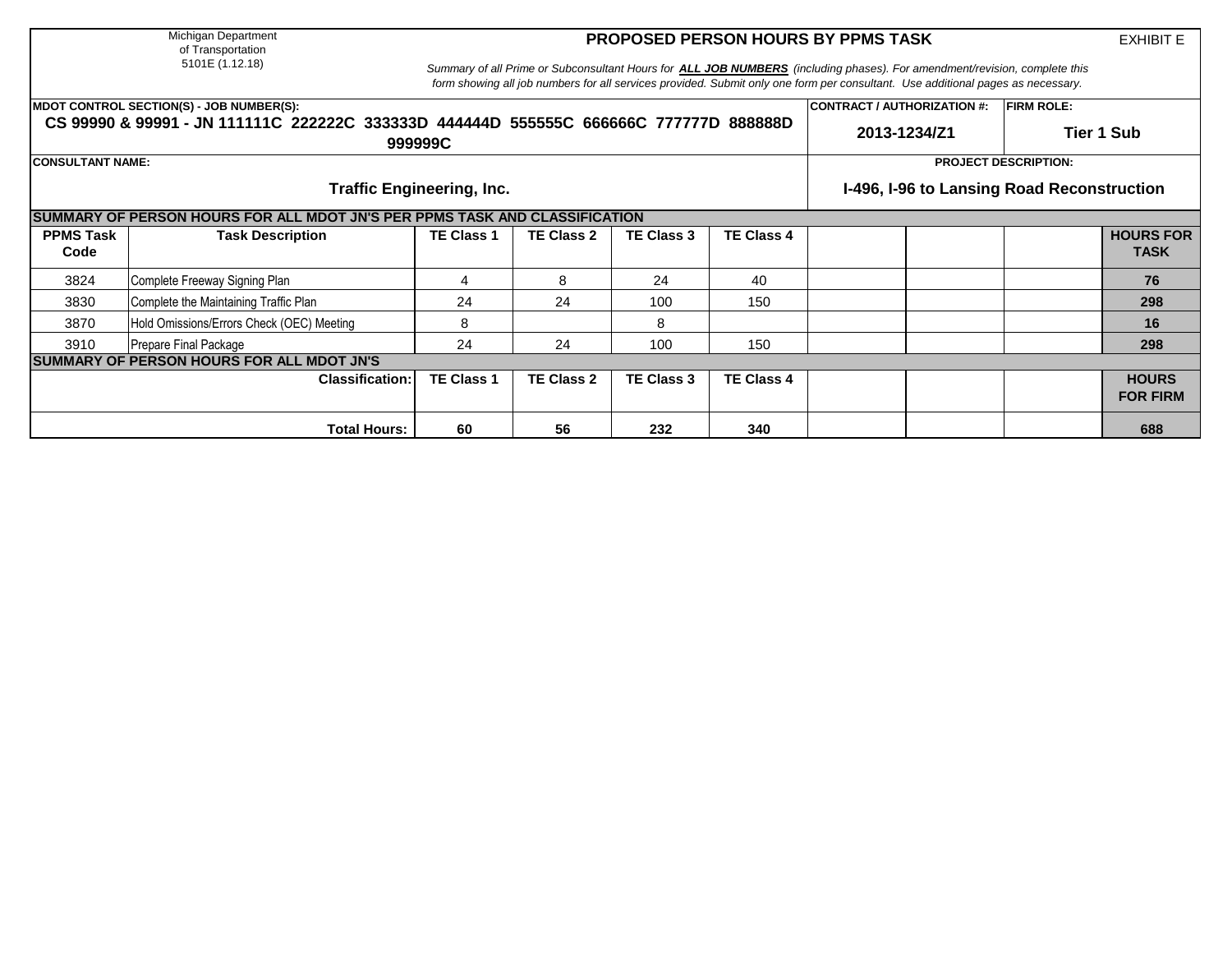Michigan Department of Transportation
5101E (1.12.18)

# PROPOSED PERSON HOURS BY PPMS TASK

EXHIBIT E

*Summary of all Prime or Subconsultant Hours for **ALL JOB NUMBERS** (including phases). For amendment/revision, complete this form showing all job numbers for all services provided. Submit only one form per consultant. Use additional pages as necessary.*

**MDOT CONTROL SECTION(S) - JOB NUMBER(S):**
**CS 99990 & 99991 - JN 111111C 222222C 333333D 444444D 555555C 666666C 777777D 888888D 999999C**

**CONTRACT / AUTHORIZATION #:** **2013-1234/Z1**

**FIRM ROLE:** **Tier 1 Sub**

**CONSULTANT NAME:** **Traffic Engineering, Inc.**

**PROJECT DESCRIPTION:** **I-496, I-96 to Lansing Road Reconstruction**

**SUMMARY OF PERSON HOURS FOR ALL MDOT JN'S PER PPMS TASK AND CLASSIFICATION**

| PPMS Task Code | Task Description | TE Class 1 | TE Class 2 | TE Class 3 | TE Class 4 | | | | HOURS FOR TASK |
|---|---|---|---|---|---|---|---|---|---|
| 3824 | Complete Freeway Signing Plan | 4 | 8 | 24 | 40 | | | | **76** |
| 3830 | Complete the Maintaining Traffic Plan | 24 | 24 | 100 | 150 | | | | **298** |
| 3870 | Hold Omissions/Errors Check (OEC) Meeting | 8 | | 8 | | | | | **16** |
| 3910 | Prepare Final Package | 24 | 24 | 100 | 150 | | | | **298** |

**SUMMARY OF PERSON HOURS FOR ALL MDOT JN'S**

| Classification: | TE Class 1 | TE Class 2 | TE Class 3 | TE Class 4 | | | | HOURS FOR FIRM |
|---|---|---|---|---|---|---|---|---|
| **Total Hours:** | **60** | **56** | **232** | **340** | | | | **688** |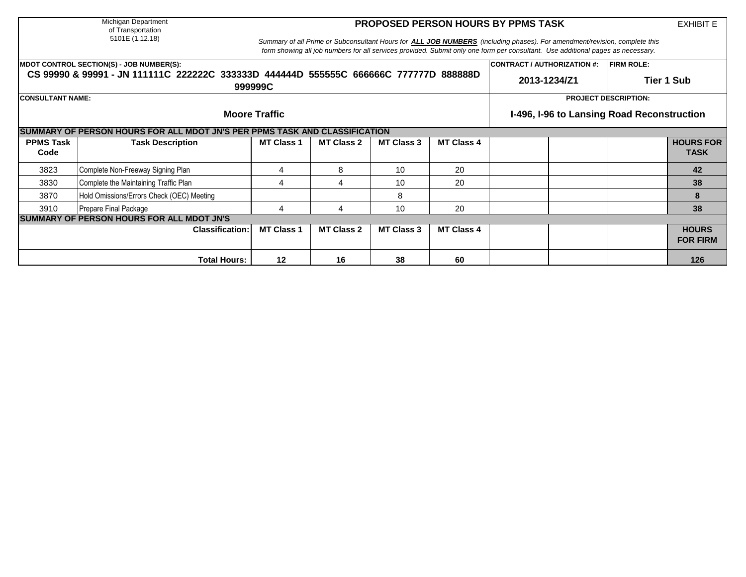Michigan Department of Transportation
5101E (1.12.18)

## PROPOSED PERSON HOURS BY PPMS TASK

EXHIBIT E

*Summary of all Prime or Subconsultant Hours for **ALL JOB NUMBERS** (including phases). For amendment/revision, complete this form showing all job numbers for all services provided. Submit only one form per consultant. Use additional pages as necessary.*

**MDOT CONTROL SECTION(S) - JOB NUMBER(S):**
**CS 99990 & 99991 - JN 111111C 222222C 333333D 444444D 555555C 666666C 777777D 888888D 999999C**

**CONTRACT / AUTHORIZATION #:** **2013-1234/Z1**

**FIRM ROLE:** **Tier 1 Sub**

**CONSULTANT NAME:** **Moore Traffic**

**PROJECT DESCRIPTION:** **I-496, I-96 to Lansing Road Reconstruction**

**SUMMARY OF PERSON HOURS FOR ALL MDOT JN'S PER PPMS TASK AND CLASSIFICATION**

| PPMS Task Code | Task Description | MT Class 1 | MT Class 2 | MT Class 3 | MT Class 4 | | | | HOURS FOR TASK |
|---|---|---|---|---|---|---|---|---|---|
| 3823 | Complete Non-Freeway Signing Plan | 4 | 8 | 10 | 20 | | | | 42 |
| 3830 | Complete the Maintaining Traffic Plan | 4 | 4 | 10 | 20 | | | | 38 |
| 3870 | Hold Omissions/Errors Check (OEC) Meeting | | | 8 | | | | | 8 |
| 3910 | Prepare Final Package | 4 | 4 | 10 | 20 | | | | 38 |

**SUMMARY OF PERSON HOURS FOR ALL MDOT JN'S**

| Classification: | MT Class 1 | MT Class 2 | MT Class 3 | MT Class 4 | | | | HOURS FOR FIRM |
|---|---|---|---|---|---|---|---|---|
| Total Hours: | 12 | 16 | 38 | 60 | | | | 126 |